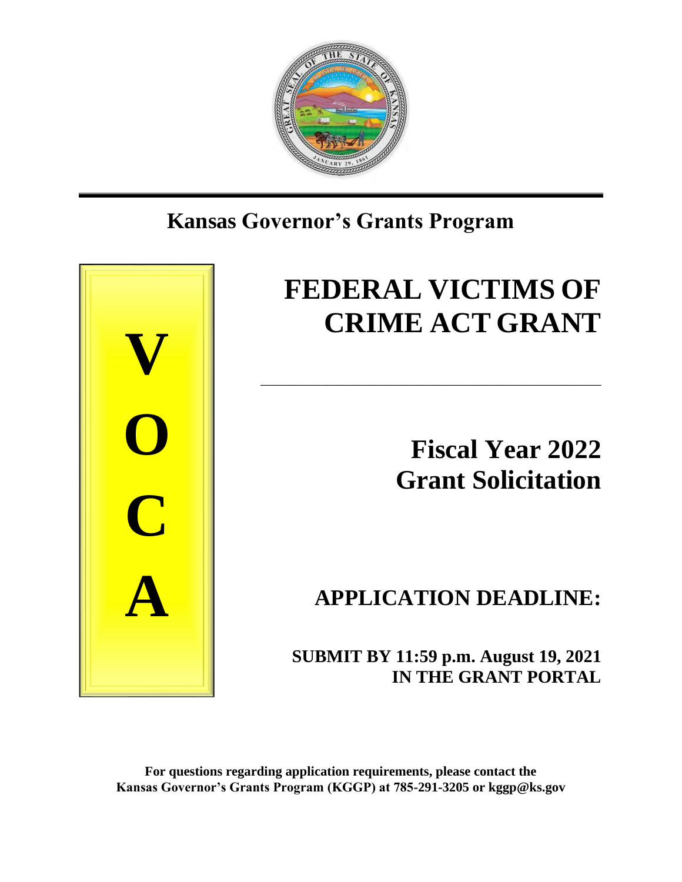# Kansas Governor's Grants Program

**V**
**O**
**C**
**A**

# FEDERAL VICTIMS OF CRIME ACT GRANT

## Fiscal Year 2022 Grant Solicitation

## APPLICATION DEADLINE:

**SUBMIT BY 11:59 p.m. August 19, 2021 IN THE GRANT PORTAL**

**For questions regarding application requirements, please contact the Kansas Governor's Grants Program (KGGP) at 785-291-3205 or kggp@ks.gov**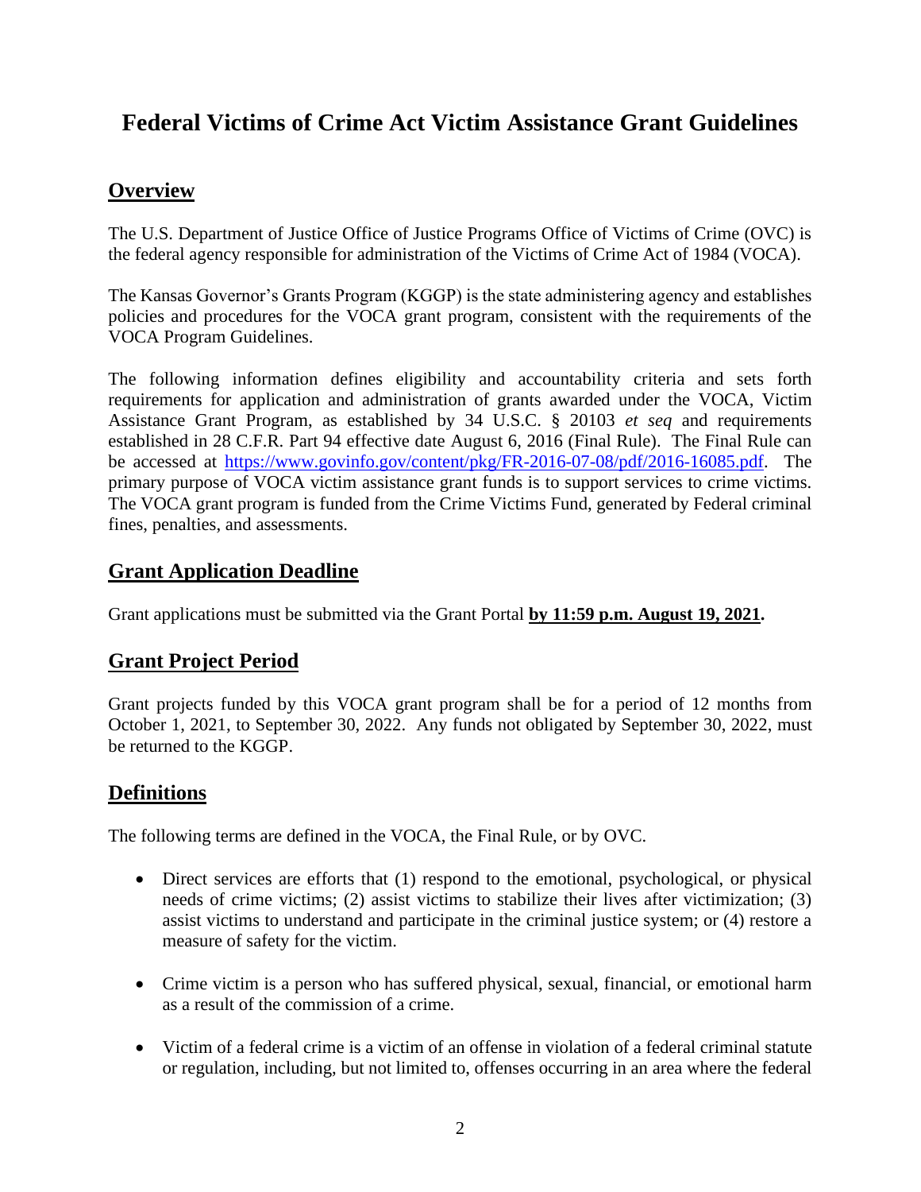# Federal Victims of Crime Act Victim Assistance Grant Guidelines

## Overview

The U.S. Department of Justice Office of Justice Programs Office of Victims of Crime (OVC) is the federal agency responsible for administration of the Victims of Crime Act of 1984 (VOCA).

The Kansas Governor's Grants Program (KGGP) is the state administering agency and establishes policies and procedures for the VOCA grant program, consistent with the requirements of the VOCA Program Guidelines.

The following information defines eligibility and accountability criteria and sets forth requirements for application and administration of grants awarded under the VOCA, Victim Assistance Grant Program, as established by 34 U.S.C. § 20103 *et seq* and requirements established in 28 C.F.R. Part 94 effective date August 6, 2016 (Final Rule). The Final Rule can be accessed at [https://www.govinfo.gov/content/pkg/FR-2016-07-08/pdf/2016-16085.pdf](https://www.govinfo.gov/content/pkg/FR-2016-07-08/pdf/2016-16085.pdf). The primary purpose of VOCA victim assistance grant funds is to support services to crime victims. The VOCA grant program is funded from the Crime Victims Fund, generated by Federal criminal fines, penalties, and assessments.

## Grant Application Deadline

Grant applications must be submitted via the Grant Portal **by 11:59 p.m. August 19, 2021.**

## Grant Project Period

Grant projects funded by this VOCA grant program shall be for a period of 12 months from October 1, 2021, to September 30, 2022. Any funds not obligated by September 30, 2022, must be returned to the KGGP.

## Definitions

The following terms are defined in the VOCA, the Final Rule, or by OVC.

- Direct services are efforts that (1) respond to the emotional, psychological, or physical needs of crime victims; (2) assist victims to stabilize their lives after victimization; (3) assist victims to understand and participate in the criminal justice system; or (4) restore a measure of safety for the victim.
- Crime victim is a person who has suffered physical, sexual, financial, or emotional harm as a result of the commission of a crime.
- Victim of a federal crime is a victim of an offense in violation of a federal criminal statute or regulation, including, but not limited to, offenses occurring in an area where the federal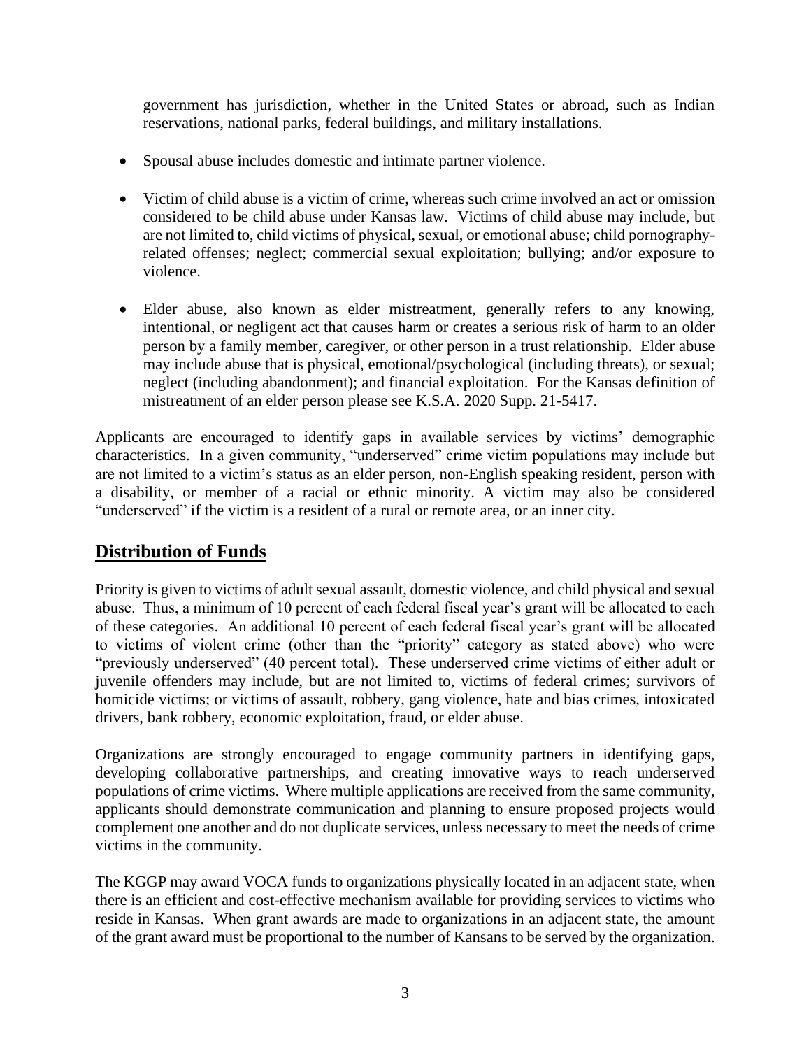government has jurisdiction, whether in the United States or abroad, such as Indian reservations, national parks, federal buildings, and military installations.

- Spousal abuse includes domestic and intimate partner violence.

- Victim of child abuse is a victim of crime, whereas such crime involved an act or omission considered to be child abuse under Kansas law. Victims of child abuse may include, but are not limited to, child victims of physical, sexual, or emotional abuse; child pornography-related offenses; neglect; commercial sexual exploitation; bullying; and/or exposure to violence.

- Elder abuse, also known as elder mistreatment, generally refers to any knowing, intentional, or negligent act that causes harm or creates a serious risk of harm to an older person by a family member, caregiver, or other person in a trust relationship. Elder abuse may include abuse that is physical, emotional/psychological (including threats), or sexual; neglect (including abandonment); and financial exploitation. For the Kansas definition of mistreatment of an elder person please see K.S.A. 2020 Supp. 21-5417.

Applicants are encouraged to identify gaps in available services by victims' demographic characteristics. In a given community, "underserved" crime victim populations may include but are not limited to a victim's status as an elder person, non-English speaking resident, person with a disability, or member of a racial or ethnic minority. A victim may also be considered "underserved" if the victim is a resident of a rural or remote area, or an inner city.

## Distribution of Funds

Priority is given to victims of adult sexual assault, domestic violence, and child physical and sexual abuse. Thus, a minimum of 10 percent of each federal fiscal year's grant will be allocated to each of these categories. An additional 10 percent of each federal fiscal year's grant will be allocated to victims of violent crime (other than the "priority" category as stated above) who were "previously underserved" (40 percent total). These underserved crime victims of either adult or juvenile offenders may include, but are not limited to, victims of federal crimes; survivors of homicide victims; or victims of assault, robbery, gang violence, hate and bias crimes, intoxicated drivers, bank robbery, economic exploitation, fraud, or elder abuse.

Organizations are strongly encouraged to engage community partners in identifying gaps, developing collaborative partnerships, and creating innovative ways to reach underserved populations of crime victims. Where multiple applications are received from the same community, applicants should demonstrate communication and planning to ensure proposed projects would complement one another and do not duplicate services, unless necessary to meet the needs of crime victims in the community.

The KGGP may award VOCA funds to organizations physically located in an adjacent state, when there is an efficient and cost-effective mechanism available for providing services to victims who reside in Kansas. When grant awards are made to organizations in an adjacent state, the amount of the grant award must be proportional to the number of Kansans to be served by the organization.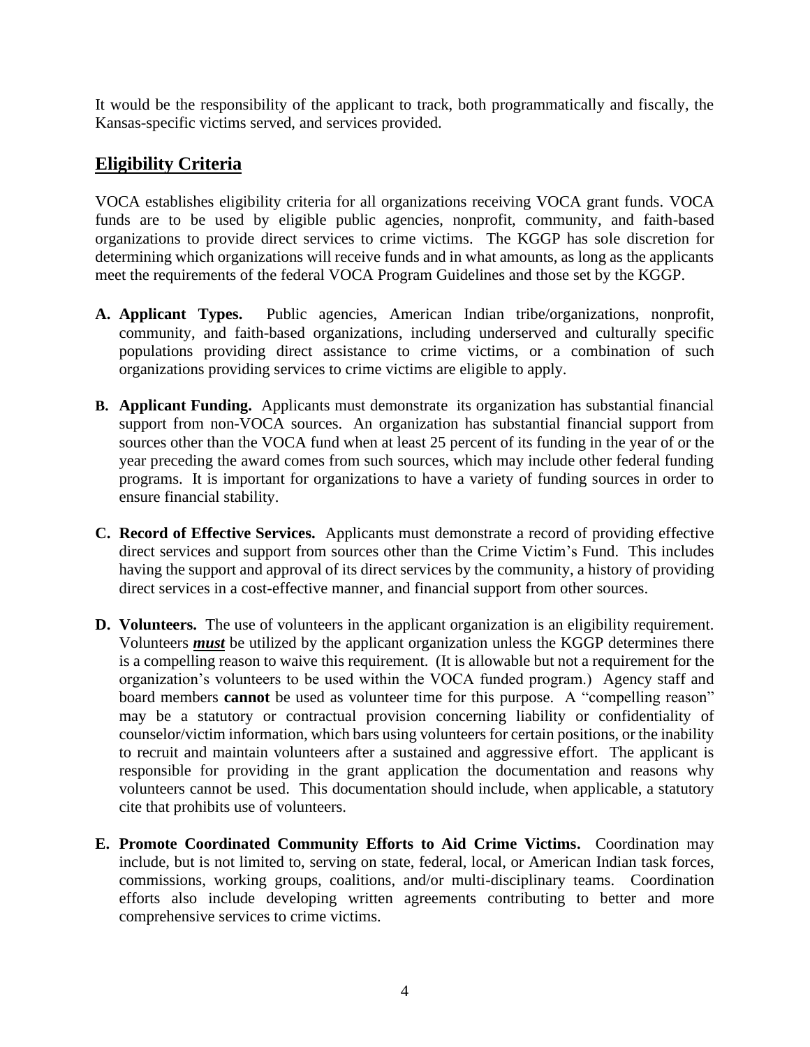It would be the responsibility of the applicant to track, both programmatically and fiscally, the Kansas-specific victims served, and services provided.

## Eligibility Criteria

VOCA establishes eligibility criteria for all organizations receiving VOCA grant funds. VOCA funds are to be used by eligible public agencies, nonprofit, community, and faith-based organizations to provide direct services to crime victims. The KGGP has sole discretion for determining which organizations will receive funds and in what amounts, as long as the applicants meet the requirements of the federal VOCA Program Guidelines and those set by the KGGP.

**A. Applicant Types.** Public agencies, American Indian tribe/organizations, nonprofit, community, and faith-based organizations, including underserved and culturally specific populations providing direct assistance to crime victims, or a combination of such organizations providing services to crime victims are eligible to apply.

**B. Applicant Funding.** Applicants must demonstrate its organization has substantial financial support from non-VOCA sources. An organization has substantial financial support from sources other than the VOCA fund when at least 25 percent of its funding in the year of or the year preceding the award comes from such sources, which may include other federal funding programs. It is important for organizations to have a variety of funding sources in order to ensure financial stability.

**C. Record of Effective Services.** Applicants must demonstrate a record of providing effective direct services and support from sources other than the Crime Victim's Fund. This includes having the support and approval of its direct services by the community, a history of providing direct services in a cost-effective manner, and financial support from other sources.

**D. Volunteers.** The use of volunteers in the applicant organization is an eligibility requirement. Volunteers ***must*** be utilized by the applicant organization unless the KGGP determines there is a compelling reason to waive this requirement. (It is allowable but not a requirement for the organization's volunteers to be used within the VOCA funded program.) Agency staff and board members **cannot** be used as volunteer time for this purpose. A "compelling reason" may be a statutory or contractual provision concerning liability or confidentiality of counselor/victim information, which bars using volunteers for certain positions, or the inability to recruit and maintain volunteers after a sustained and aggressive effort. The applicant is responsible for providing in the grant application the documentation and reasons why volunteers cannot be used. This documentation should include, when applicable, a statutory cite that prohibits use of volunteers.

**E. Promote Coordinated Community Efforts to Aid Crime Victims.** Coordination may include, but is not limited to, serving on state, federal, local, or American Indian task forces, commissions, working groups, coalitions, and/or multi-disciplinary teams. Coordination efforts also include developing written agreements contributing to better and more comprehensive services to crime victims.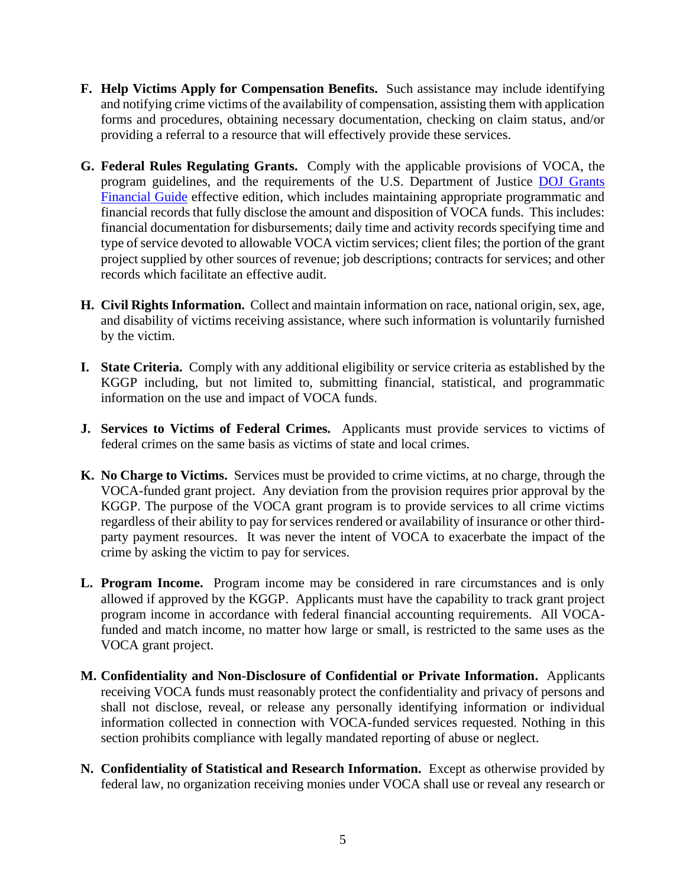**F. Help Victims Apply for Compensation Benefits.** Such assistance may include identifying and notifying crime victims of the availability of compensation, assisting them with application forms and procedures, obtaining necessary documentation, checking on claim status, and/or providing a referral to a resource that will effectively provide these services.

**G. Federal Rules Regulating Grants.** Comply with the applicable provisions of VOCA, the program guidelines, and the requirements of the U.S. Department of Justice [DOJ Grants Financial Guide]() effective edition, which includes maintaining appropriate programmatic and financial records that fully disclose the amount and disposition of VOCA funds. This includes: financial documentation for disbursements; daily time and activity records specifying time and type of service devoted to allowable VOCA victim services; client files; the portion of the grant project supplied by other sources of revenue; job descriptions; contracts for services; and other records which facilitate an effective audit.

**H. Civil Rights Information.** Collect and maintain information on race, national origin, sex, age, and disability of victims receiving assistance, where such information is voluntarily furnished by the victim.

**I. State Criteria.** Comply with any additional eligibility or service criteria as established by the KGGP including, but not limited to, submitting financial, statistical, and programmatic information on the use and impact of VOCA funds.

**J. Services to Victims of Federal Crimes.** Applicants must provide services to victims of federal crimes on the same basis as victims of state and local crimes.

**K. No Charge to Victims.** Services must be provided to crime victims, at no charge, through the VOCA-funded grant project. Any deviation from the provision requires prior approval by the KGGP. The purpose of the VOCA grant program is to provide services to all crime victims regardless of their ability to pay for services rendered or availability of insurance or other third-party payment resources. It was never the intent of VOCA to exacerbate the impact of the crime by asking the victim to pay for services.

**L. Program Income.** Program income may be considered in rare circumstances and is only allowed if approved by the KGGP. Applicants must have the capability to track grant project program income in accordance with federal financial accounting requirements. All VOCA-funded and match income, no matter how large or small, is restricted to the same uses as the VOCA grant project.

**M. Confidentiality and Non-Disclosure of Confidential or Private Information.** Applicants receiving VOCA funds must reasonably protect the confidentiality and privacy of persons and shall not disclose, reveal, or release any personally identifying information or individual information collected in connection with VOCA-funded services requested. Nothing in this section prohibits compliance with legally mandated reporting of abuse or neglect.

**N. Confidentiality of Statistical and Research Information.** Except as otherwise provided by federal law, no organization receiving monies under VOCA shall use or reveal any research or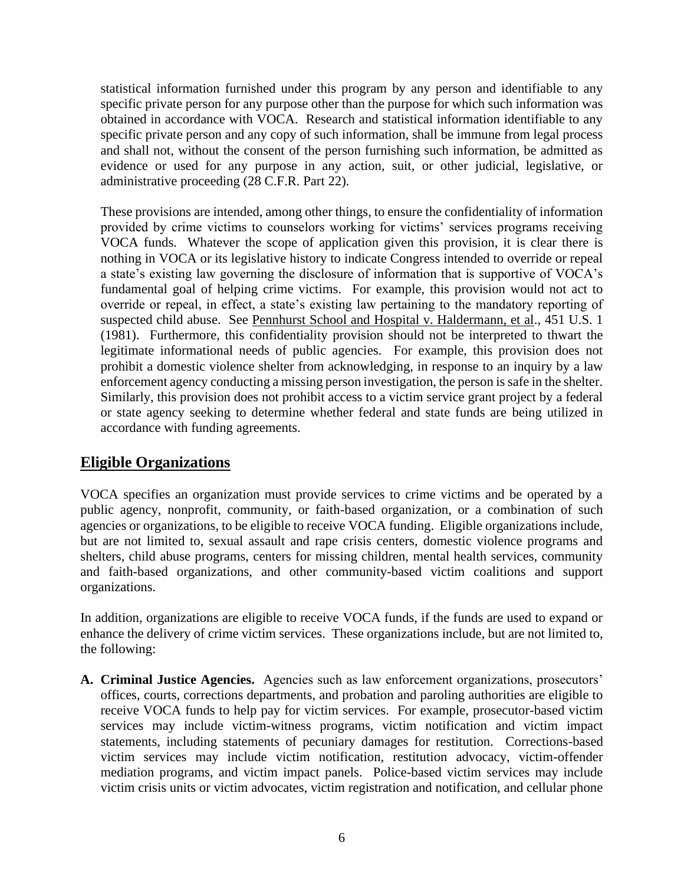statistical information furnished under this program by any person and identifiable to any specific private person for any purpose other than the purpose for which such information was obtained in accordance with VOCA. Research and statistical information identifiable to any specific private person and any copy of such information, shall be immune from legal process and shall not, without the consent of the person furnishing such information, be admitted as evidence or used for any purpose in any action, suit, or other judicial, legislative, or administrative proceeding (28 C.F.R. Part 22).

These provisions are intended, among other things, to ensure the confidentiality of information provided by crime victims to counselors working for victims' services programs receiving VOCA funds. Whatever the scope of application given this provision, it is clear there is nothing in VOCA or its legislative history to indicate Congress intended to override or repeal a state's existing law governing the disclosure of information that is supportive of VOCA's fundamental goal of helping crime victims. For example, this provision would not act to override or repeal, in effect, a state's existing law pertaining to the mandatory reporting of suspected child abuse. See Pennhurst School and Hospital v. Haldermann, et al., 451 U.S. 1 (1981). Furthermore, this confidentiality provision should not be interpreted to thwart the legitimate informational needs of public agencies. For example, this provision does not prohibit a domestic violence shelter from acknowledging, in response to an inquiry by a law enforcement agency conducting a missing person investigation, the person is safe in the shelter. Similarly, this provision does not prohibit access to a victim service grant project by a federal or state agency seeking to determine whether federal and state funds are being utilized in accordance with funding agreements.

## Eligible Organizations

VOCA specifies an organization must provide services to crime victims and be operated by a public agency, nonprofit, community, or faith-based organization, or a combination of such agencies or organizations, to be eligible to receive VOCA funding. Eligible organizations include, but are not limited to, sexual assault and rape crisis centers, domestic violence programs and shelters, child abuse programs, centers for missing children, mental health services, community and faith-based organizations, and other community-based victim coalitions and support organizations.

In addition, organizations are eligible to receive VOCA funds, if the funds are used to expand or enhance the delivery of crime victim services. These organizations include, but are not limited to, the following:

**A. Criminal Justice Agencies.** Agencies such as law enforcement organizations, prosecutors' offices, courts, corrections departments, and probation and paroling authorities are eligible to receive VOCA funds to help pay for victim services. For example, prosecutor-based victim services may include victim-witness programs, victim notification and victim impact statements, including statements of pecuniary damages for restitution. Corrections-based victim services may include victim notification, restitution advocacy, victim-offender mediation programs, and victim impact panels. Police-based victim services may include victim crisis units or victim advocates, victim registration and notification, and cellular phone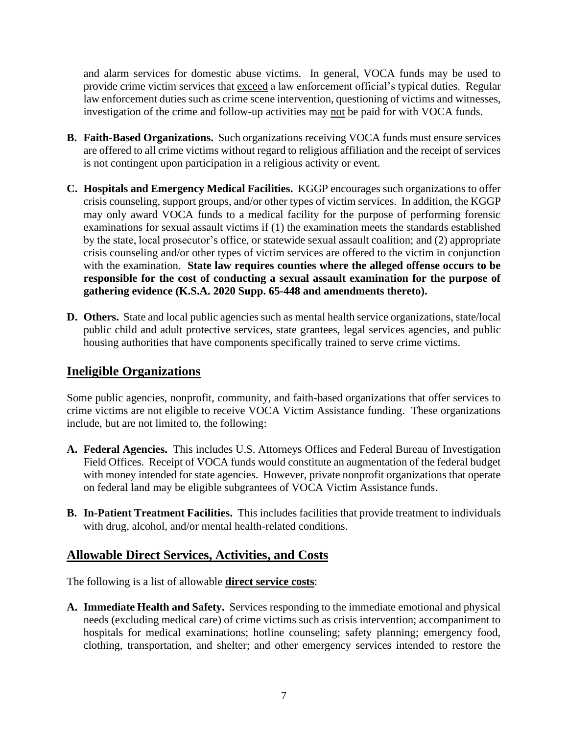and alarm services for domestic abuse victims. In general, VOCA funds may be used to provide crime victim services that exceed a law enforcement official's typical duties. Regular law enforcement duties such as crime scene intervention, questioning of victims and witnesses, investigation of the crime and follow-up activities may not be paid for with VOCA funds.

**B. Faith-Based Organizations.** Such organizations receiving VOCA funds must ensure services are offered to all crime victims without regard to religious affiliation and the receipt of services is not contingent upon participation in a religious activity or event.

**C. Hospitals and Emergency Medical Facilities.** KGGP encourages such organizations to offer crisis counseling, support groups, and/or other types of victim services. In addition, the KGGP may only award VOCA funds to a medical facility for the purpose of performing forensic examinations for sexual assault victims if (1) the examination meets the standards established by the state, local prosecutor's office, or statewide sexual assault coalition; and (2) appropriate crisis counseling and/or other types of victim services are offered to the victim in conjunction with the examination. **State law requires counties where the alleged offense occurs to be responsible for the cost of conducting a sexual assault examination for the purpose of gathering evidence (K.S.A. 2020 Supp. 65-448 and amendments thereto).**

**D. Others.** State and local public agencies such as mental health service organizations, state/local public child and adult protective services, state grantees, legal services agencies, and public housing authorities that have components specifically trained to serve crime victims.

## Ineligible Organizations

Some public agencies, nonprofit, community, and faith-based organizations that offer services to crime victims are not eligible to receive VOCA Victim Assistance funding. These organizations include, but are not limited to, the following:

**A. Federal Agencies.** This includes U.S. Attorneys Offices and Federal Bureau of Investigation Field Offices. Receipt of VOCA funds would constitute an augmentation of the federal budget with money intended for state agencies. However, private nonprofit organizations that operate on federal land may be eligible subgrantees of VOCA Victim Assistance funds.

**B. In-Patient Treatment Facilities.** This includes facilities that provide treatment to individuals with drug, alcohol, and/or mental health-related conditions.

## Allowable Direct Services, Activities, and Costs

The following is a list of allowable **direct service costs**:

**A. Immediate Health and Safety.** Services responding to the immediate emotional and physical needs (excluding medical care) of crime victims such as crisis intervention; accompaniment to hospitals for medical examinations; hotline counseling; safety planning; emergency food, clothing, transportation, and shelter; and other emergency services intended to restore the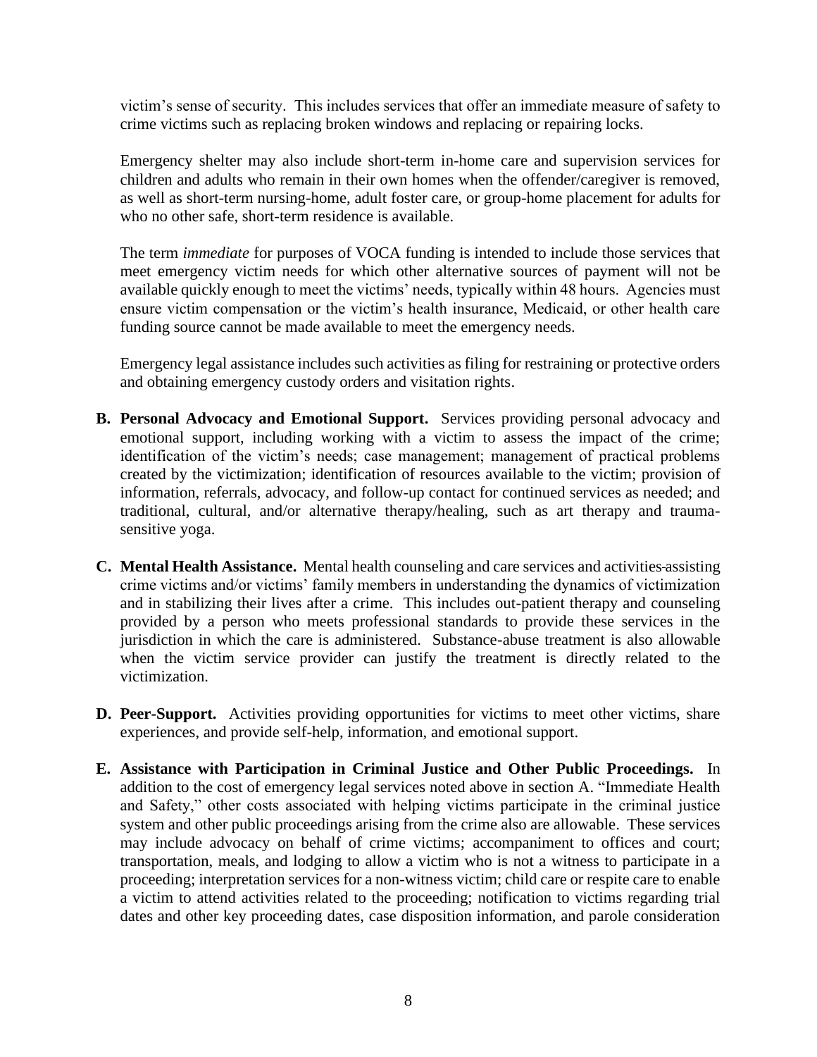victim's sense of security. This includes services that offer an immediate measure of safety to crime victims such as replacing broken windows and replacing or repairing locks.

Emergency shelter may also include short-term in-home care and supervision services for children and adults who remain in their own homes when the offender/caregiver is removed, as well as short-term nursing-home, adult foster care, or group-home placement for adults for who no other safe, short-term residence is available.

The term *immediate* for purposes of VOCA funding is intended to include those services that meet emergency victim needs for which other alternative sources of payment will not be available quickly enough to meet the victims' needs, typically within 48 hours. Agencies must ensure victim compensation or the victim's health insurance, Medicaid, or other health care funding source cannot be made available to meet the emergency needs.

Emergency legal assistance includes such activities as filing for restraining or protective orders and obtaining emergency custody orders and visitation rights.

**B. Personal Advocacy and Emotional Support.** Services providing personal advocacy and emotional support, including working with a victim to assess the impact of the crime; identification of the victim's needs; case management; management of practical problems created by the victimization; identification of resources available to the victim; provision of information, referrals, advocacy, and follow-up contact for continued services as needed; and traditional, cultural, and/or alternative therapy/healing, such as art therapy and trauma-sensitive yoga.

**C. Mental Health Assistance.** Mental health counseling and care services and activities assisting crime victims and/or victims' family members in understanding the dynamics of victimization and in stabilizing their lives after a crime. This includes out-patient therapy and counseling provided by a person who meets professional standards to provide these services in the jurisdiction in which the care is administered. Substance-abuse treatment is also allowable when the victim service provider can justify the treatment is directly related to the victimization.

**D. Peer-Support.** Activities providing opportunities for victims to meet other victims, share experiences, and provide self-help, information, and emotional support.

**E. Assistance with Participation in Criminal Justice and Other Public Proceedings.** In addition to the cost of emergency legal services noted above in section A. "Immediate Health and Safety," other costs associated with helping victims participate in the criminal justice system and other public proceedings arising from the crime also are allowable. These services may include advocacy on behalf of crime victims; accompaniment to offices and court; transportation, meals, and lodging to allow a victim who is not a witness to participate in a proceeding; interpretation services for a non-witness victim; child care or respite care to enable a victim to attend activities related to the proceeding; notification to victims regarding trial dates and other key proceeding dates, case disposition information, and parole consideration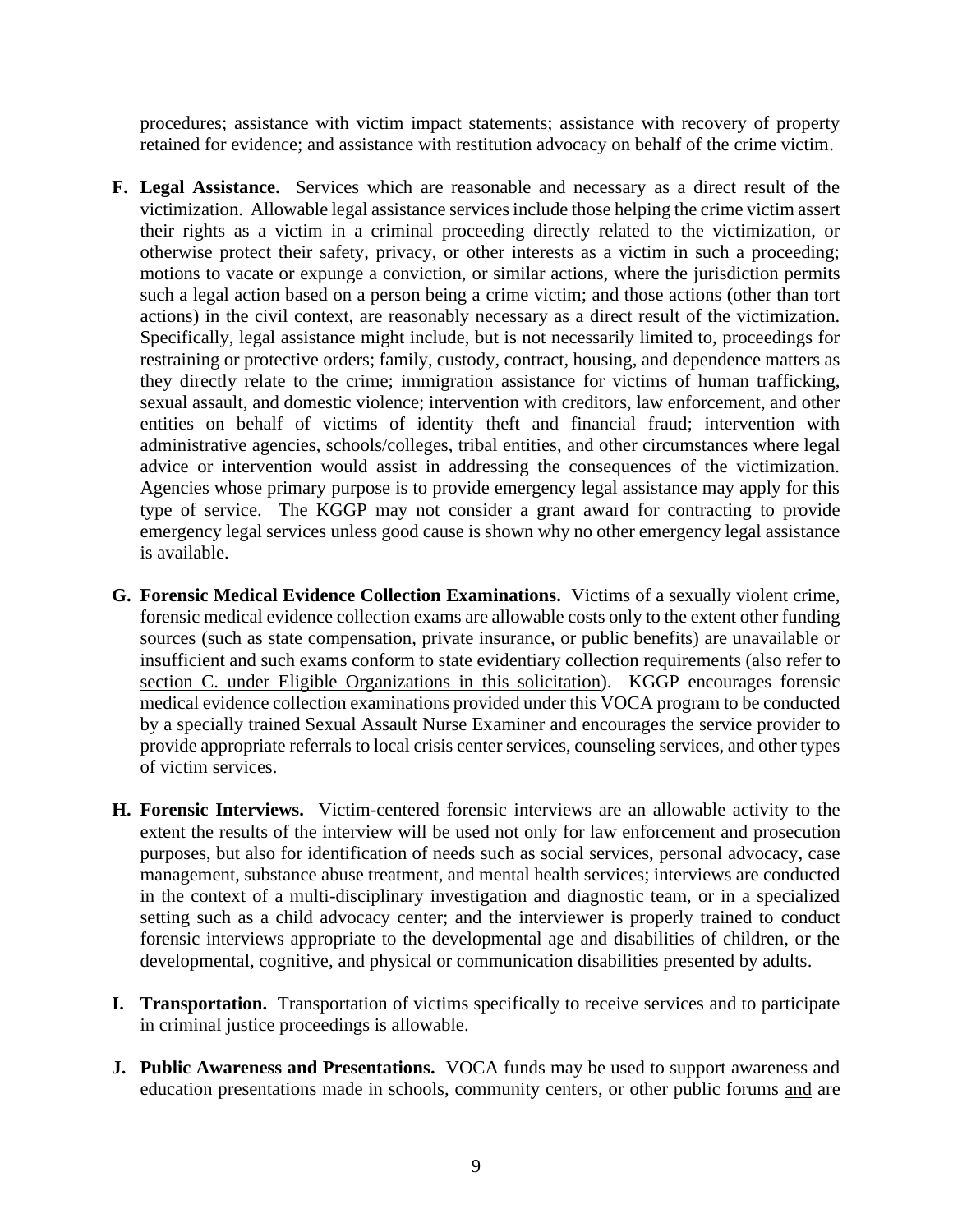procedures; assistance with victim impact statements; assistance with recovery of property retained for evidence; and assistance with restitution advocacy on behalf of the crime victim.

**F. Legal Assistance.** Services which are reasonable and necessary as a direct result of the victimization. Allowable legal assistance services include those helping the crime victim assert their rights as a victim in a criminal proceeding directly related to the victimization, or otherwise protect their safety, privacy, or other interests as a victim in such a proceeding; motions to vacate or expunge a conviction, or similar actions, where the jurisdiction permits such a legal action based on a person being a crime victim; and those actions (other than tort actions) in the civil context, are reasonably necessary as a direct result of the victimization. Specifically, legal assistance might include, but is not necessarily limited to, proceedings for restraining or protective orders; family, custody, contract, housing, and dependence matters as they directly relate to the crime; immigration assistance for victims of human trafficking, sexual assault, and domestic violence; intervention with creditors, law enforcement, and other entities on behalf of victims of identity theft and financial fraud; intervention with administrative agencies, schools/colleges, tribal entities, and other circumstances where legal advice or intervention would assist in addressing the consequences of the victimization. Agencies whose primary purpose is to provide emergency legal assistance may apply for this type of service. The KGGP may not consider a grant award for contracting to provide emergency legal services unless good cause is shown why no other emergency legal assistance is available.

**G. Forensic Medical Evidence Collection Examinations.** Victims of a sexually violent crime, forensic medical evidence collection exams are allowable costs only to the extent other funding sources (such as state compensation, private insurance, or public benefits) are unavailable or insufficient and such exams conform to state evidentiary collection requirements (also refer to section C. under Eligible Organizations in this solicitation). KGGP encourages forensic medical evidence collection examinations provided under this VOCA program to be conducted by a specially trained Sexual Assault Nurse Examiner and encourages the service provider to provide appropriate referrals to local crisis center services, counseling services, and other types of victim services.

**H. Forensic Interviews.** Victim-centered forensic interviews are an allowable activity to the extent the results of the interview will be used not only for law enforcement and prosecution purposes, but also for identification of needs such as social services, personal advocacy, case management, substance abuse treatment, and mental health services; interviews are conducted in the context of a multi-disciplinary investigation and diagnostic team, or in a specialized setting such as a child advocacy center; and the interviewer is properly trained to conduct forensic interviews appropriate to the developmental age and disabilities of children, or the developmental, cognitive, and physical or communication disabilities presented by adults.

**I. Transportation.** Transportation of victims specifically to receive services and to participate in criminal justice proceedings is allowable.

**J. Public Awareness and Presentations.** VOCA funds may be used to support awareness and education presentations made in schools, community centers, or other public forums and are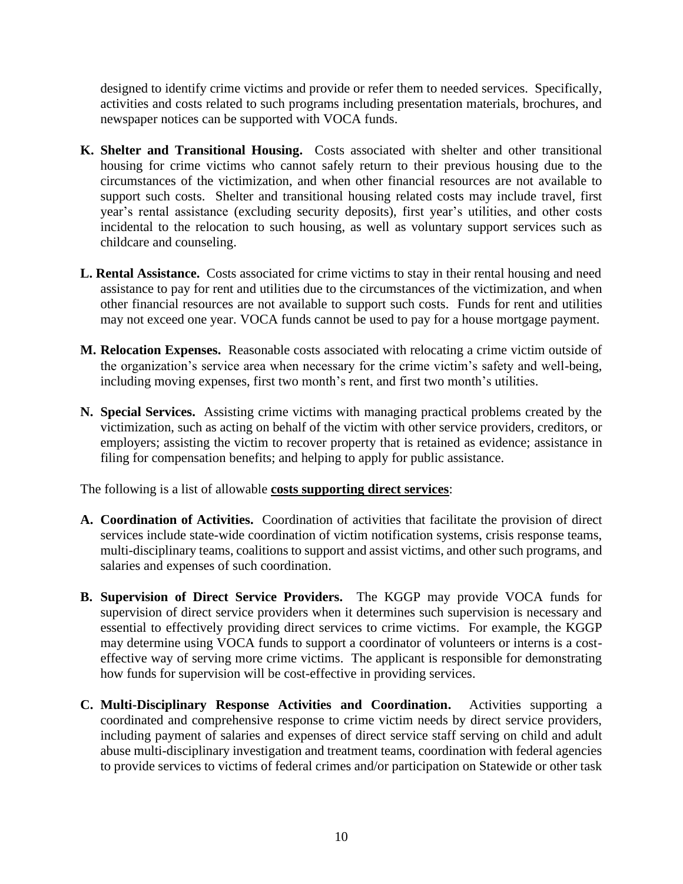designed to identify crime victims and provide or refer them to needed services. Specifically, activities and costs related to such programs including presentation materials, brochures, and newspaper notices can be supported with VOCA funds.

**K. Shelter and Transitional Housing.** Costs associated with shelter and other transitional housing for crime victims who cannot safely return to their previous housing due to the circumstances of the victimization, and when other financial resources are not available to support such costs. Shelter and transitional housing related costs may include travel, first year's rental assistance (excluding security deposits), first year's utilities, and other costs incidental to the relocation to such housing, as well as voluntary support services such as childcare and counseling.

**L. Rental Assistance.** Costs associated for crime victims to stay in their rental housing and need assistance to pay for rent and utilities due to the circumstances of the victimization, and when other financial resources are not available to support such costs. Funds for rent and utilities may not exceed one year. VOCA funds cannot be used to pay for a house mortgage payment.

**M. Relocation Expenses.** Reasonable costs associated with relocating a crime victim outside of the organization's service area when necessary for the crime victim's safety and well-being, including moving expenses, first two month's rent, and first two month's utilities.

**N. Special Services.** Assisting crime victims with managing practical problems created by the victimization, such as acting on behalf of the victim with other service providers, creditors, or employers; assisting the victim to recover property that is retained as evidence; assistance in filing for compensation benefits; and helping to apply for public assistance.

The following is a list of allowable **costs supporting direct services**:

**A. Coordination of Activities.** Coordination of activities that facilitate the provision of direct services include state-wide coordination of victim notification systems, crisis response teams, multi-disciplinary teams, coalitions to support and assist victims, and other such programs, and salaries and expenses of such coordination.

**B. Supervision of Direct Service Providers.** The KGGP may provide VOCA funds for supervision of direct service providers when it determines such supervision is necessary and essential to effectively providing direct services to crime victims. For example, the KGGP may determine using VOCA funds to support a coordinator of volunteers or interns is a cost-effective way of serving more crime victims. The applicant is responsible for demonstrating how funds for supervision will be cost-effective in providing services.

**C. Multi-Disciplinary Response Activities and Coordination.** Activities supporting a coordinated and comprehensive response to crime victim needs by direct service providers, including payment of salaries and expenses of direct service staff serving on child and adult abuse multi-disciplinary investigation and treatment teams, coordination with federal agencies to provide services to victims of federal crimes and/or participation on Statewide or other task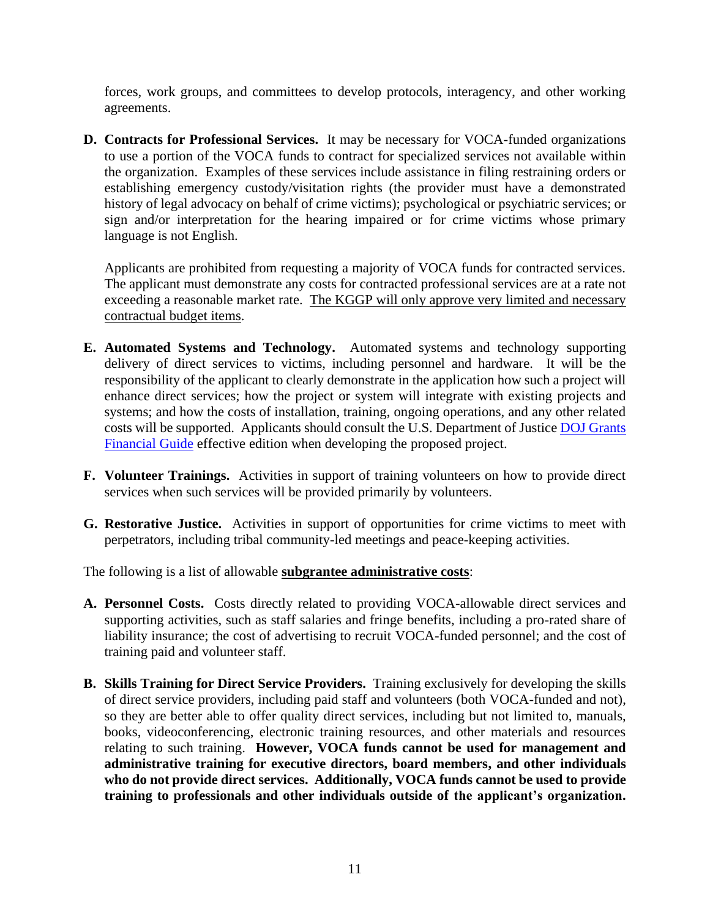forces, work groups, and committees to develop protocols, interagency, and other working agreements.

**D. Contracts for Professional Services.** It may be necessary for VOCA-funded organizations to use a portion of the VOCA funds to contract for specialized services not available within the organization. Examples of these services include assistance in filing restraining orders or establishing emergency custody/visitation rights (the provider must have a demonstrated history of legal advocacy on behalf of crime victims); psychological or psychiatric services; or sign and/or interpretation for the hearing impaired or for crime victims whose primary language is not English.

Applicants are prohibited from requesting a majority of VOCA funds for contracted services. The applicant must demonstrate any costs for contracted professional services are at a rate not exceeding a reasonable market rate. <u>The KGGP will only approve very limited and necessary contractual budget items</u>.

**E. Automated Systems and Technology.** Automated systems and technology supporting delivery of direct services to victims, including personnel and hardware. It will be the responsibility of the applicant to clearly demonstrate in the application how such a project will enhance direct services; how the project or system will integrate with existing projects and systems; and how the costs of installation, training, ongoing operations, and any other related costs will be supported. Applicants should consult the U.S. Department of Justice DOJ Grants Financial Guide effective edition when developing the proposed project.

**F. Volunteer Trainings.** Activities in support of training volunteers on how to provide direct services when such services will be provided primarily by volunteers.

**G. Restorative Justice.** Activities in support of opportunities for crime victims to meet with perpetrators, including tribal community-led meetings and peace-keeping activities.

The following is a list of allowable **<u>subgrantee administrative costs</u>**:

**A. Personnel Costs.** Costs directly related to providing VOCA-allowable direct services and supporting activities, such as staff salaries and fringe benefits, including a pro-rated share of liability insurance; the cost of advertising to recruit VOCA-funded personnel; and the cost of training paid and volunteer staff.

**B. Skills Training for Direct Service Providers.** Training exclusively for developing the skills of direct service providers, including paid staff and volunteers (both VOCA-funded and not), so they are better able to offer quality direct services, including but not limited to, manuals, books, videoconferencing, electronic training resources, and other materials and resources relating to such training. **However, VOCA funds cannot be used for management and administrative training for executive directors, board members, and other individuals who do not provide direct services. Additionally, VOCA funds cannot be used to provide training to professionals and other individuals outside of the applicant's organization.**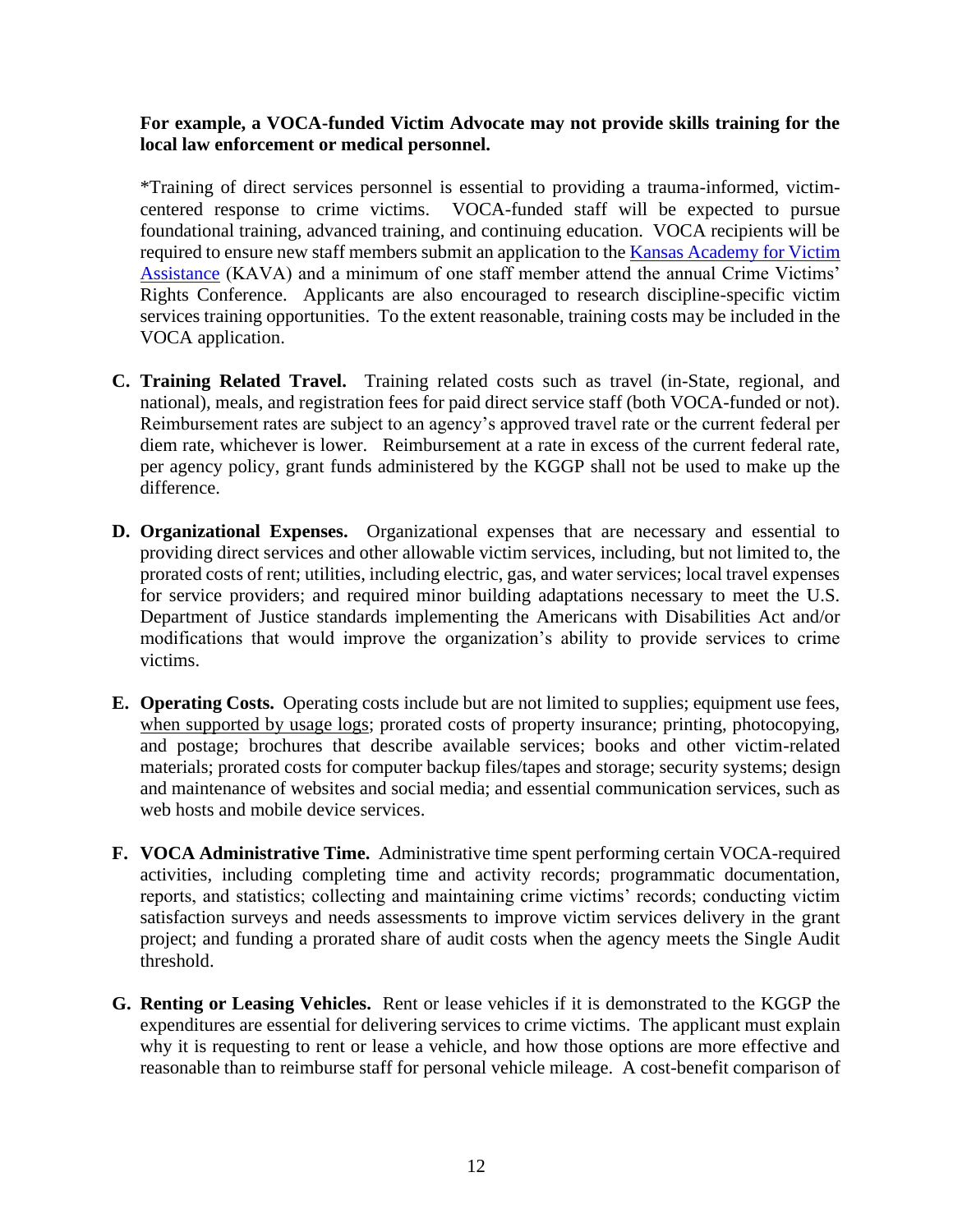**For example, a VOCA-funded Victim Advocate may not provide skills training for the local law enforcement or medical personnel.**

*Training of direct services personnel is essential to providing a trauma-informed, victim-centered response to crime victims. VOCA-funded staff will be expected to pursue foundational training, advanced training, and continuing education. VOCA recipients will be required to ensure new staff members submit an application to the [Kansas Academy for Victim Assistance]() (KAVA) and a minimum of one staff member attend the annual Crime Victims' Rights Conference. Applicants are also encouraged to research discipline-specific victim services training opportunities. To the extent reasonable, training costs may be included in the VOCA application.

C. **Training Related Travel.** Training related costs such as travel (in-State, regional, and national), meals, and registration fees for paid direct service staff (both VOCA-funded or not). Reimbursement rates are subject to an agency's approved travel rate or the current federal per diem rate, whichever is lower. Reimbursement at a rate in excess of the current federal rate, per agency policy, grant funds administered by the KGGP shall not be used to make up the difference.

D. **Organizational Expenses.** Organizational expenses that are necessary and essential to providing direct services and other allowable victim services, including, but not limited to, the prorated costs of rent; utilities, including electric, gas, and water services; local travel expenses for service providers; and required minor building adaptations necessary to meet the U.S. Department of Justice standards implementing the Americans with Disabilities Act and/or modifications that would improve the organization's ability to provide services to crime victims.

E. **Operating Costs.** Operating costs include but are not limited to supplies; equipment use fees, <u>when supported by usage logs</u>; prorated costs of property insurance; printing, photocopying, and postage; brochures that describe available services; books and other victim-related materials; prorated costs for computer backup files/tapes and storage; security systems; design and maintenance of websites and social media; and essential communication services, such as web hosts and mobile device services.

F. **VOCA Administrative Time.** Administrative time spent performing certain VOCA-required activities, including completing time and activity records; programmatic documentation, reports, and statistics; collecting and maintaining crime victims' records; conducting victim satisfaction surveys and needs assessments to improve victim services delivery in the grant project; and funding a prorated share of audit costs when the agency meets the Single Audit threshold.

G. **Renting or Leasing Vehicles.** Rent or lease vehicles if it is demonstrated to the KGGP the expenditures are essential for delivering services to crime victims. The applicant must explain why it is requesting to rent or lease a vehicle, and how those options are more effective and reasonable than to reimburse staff for personal vehicle mileage. A cost-benefit comparison of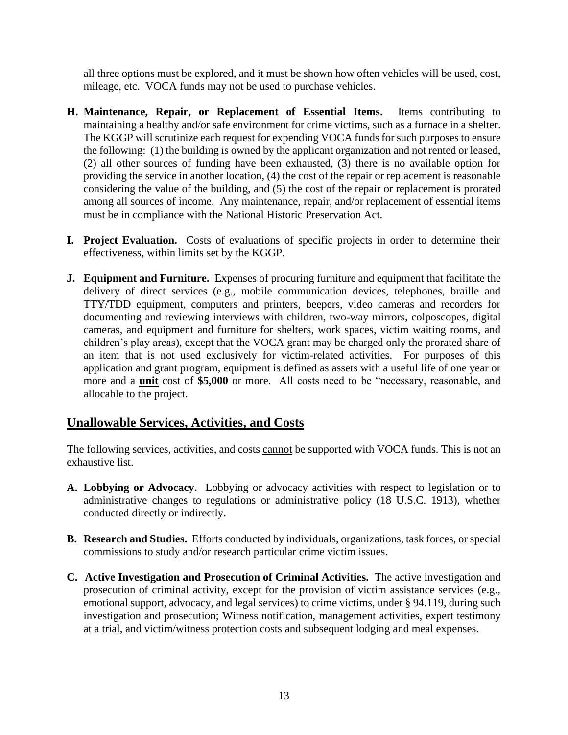all three options must be explored, and it must be shown how often vehicles will be used, cost, mileage, etc. VOCA funds may not be used to purchase vehicles.

**H. Maintenance, Repair, or Replacement of Essential Items.** Items contributing to maintaining a healthy and/or safe environment for crime victims, such as a furnace in a shelter. The KGGP will scrutinize each request for expending VOCA funds for such purposes to ensure the following: (1) the building is owned by the applicant organization and not rented or leased, (2) all other sources of funding have been exhausted, (3) there is no available option for providing the service in another location, (4) the cost of the repair or replacement is reasonable considering the value of the building, and (5) the cost of the repair or replacement is <u>prorated</u> among all sources of income. Any maintenance, repair, and/or replacement of essential items must be in compliance with the National Historic Preservation Act.

**I. Project Evaluation.** Costs of evaluations of specific projects in order to determine their effectiveness, within limits set by the KGGP.

**J. Equipment and Furniture.** Expenses of procuring furniture and equipment that facilitate the delivery of direct services (e.g., mobile communication devices, telephones, braille and TTY/TDD equipment, computers and printers, beepers, video cameras and recorders for documenting and reviewing interviews with children, two-way mirrors, colposcopes, digital cameras, and equipment and furniture for shelters, work spaces, victim waiting rooms, and children's play areas), except that the VOCA grant may be charged only the prorated share of an item that is not used exclusively for victim-related activities. For purposes of this application and grant program, equipment is defined as assets with a useful life of one year or more and a **<u>unit</u>** cost of **$5,000** or more. All costs need to be "necessary, reasonable, and allocable to the project.

## <u>Unallowable Services, Activities, and Costs</u>

The following services, activities, and costs <u>cannot</u> be supported with VOCA funds. This is not an exhaustive list.

**A. Lobbying or Advocacy.** Lobbying or advocacy activities with respect to legislation or to administrative changes to regulations or administrative policy (18 U.S.C. 1913), whether conducted directly or indirectly.

**B. Research and Studies.** Efforts conducted by individuals, organizations, task forces, or special commissions to study and/or research particular crime victim issues.

**C. Active Investigation and Prosecution of Criminal Activities.** The active investigation and prosecution of criminal activity, except for the provision of victim assistance services (e.g., emotional support, advocacy, and legal services) to crime victims, under § 94.119, during such investigation and prosecution; Witness notification, management activities, expert testimony at a trial, and victim/witness protection costs and subsequent lodging and meal expenses.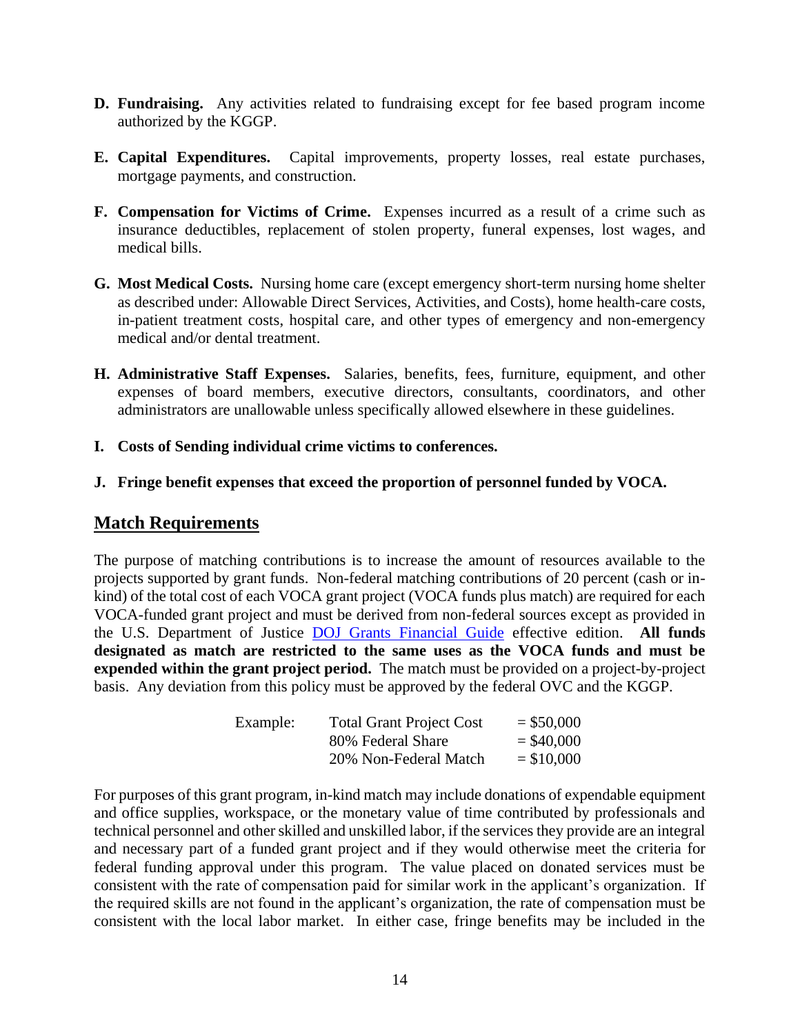**D. Fundraising.** Any activities related to fundraising except for fee based program income authorized by the KGGP.

**E. Capital Expenditures.** Capital improvements, property losses, real estate purchases, mortgage payments, and construction.

**F. Compensation for Victims of Crime.** Expenses incurred as a result of a crime such as insurance deductibles, replacement of stolen property, funeral expenses, lost wages, and medical bills.

**G. Most Medical Costs.** Nursing home care (except emergency short-term nursing home shelter as described under: Allowable Direct Services, Activities, and Costs), home health-care costs, in-patient treatment costs, hospital care, and other types of emergency and non-emergency medical and/or dental treatment.

**H. Administrative Staff Expenses.** Salaries, benefits, fees, furniture, equipment, and other expenses of board members, executive directors, consultants, coordinators, and other administrators are unallowable unless specifically allowed elsewhere in these guidelines.

**I. Costs of Sending individual crime victims to conferences.**

**J. Fringe benefit expenses that exceed the proportion of personnel funded by VOCA.**

## Match Requirements

The purpose of matching contributions is to increase the amount of resources available to the projects supported by grant funds. Non-federal matching contributions of 20 percent (cash or in-kind) of the total cost of each VOCA grant project (VOCA funds plus match) are required for each VOCA-funded grant project and must be derived from non-federal sources except as provided in the U.S. Department of Justice DOJ Grants Financial Guide effective edition. **All funds designated as match are restricted to the same uses as the VOCA funds and must be expended within the grant project period.** The match must be provided on a project-by-project basis. Any deviation from this policy must be approved by the federal OVC and the KGGP.

| Example: | | |
|---|---|---|
| | Total Grant Project Cost | = $50,000 |
| | 80% Federal Share | = $40,000 |
| | 20% Non-Federal Match | = $10,000 |

For purposes of this grant program, in-kind match may include donations of expendable equipment and office supplies, workspace, or the monetary value of time contributed by professionals and technical personnel and other skilled and unskilled labor, if the services they provide are an integral and necessary part of a funded grant project and if they would otherwise meet the criteria for federal funding approval under this program. The value placed on donated services must be consistent with the rate of compensation paid for similar work in the applicant's organization. If the required skills are not found in the applicant's organization, the rate of compensation must be consistent with the local labor market. In either case, fringe benefits may be included in the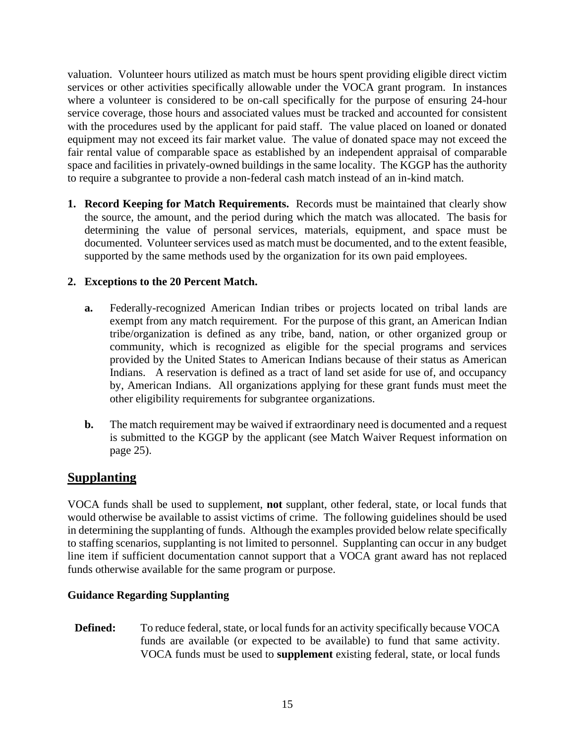valuation. Volunteer hours utilized as match must be hours spent providing eligible direct victim services or other activities specifically allowable under the VOCA grant program. In instances where a volunteer is considered to be on-call specifically for the purpose of ensuring 24-hour service coverage, those hours and associated values must be tracked and accounted for consistent with the procedures used by the applicant for paid staff. The value placed on loaned or donated equipment may not exceed its fair market value. The value of donated space may not exceed the fair rental value of comparable space as established by an independent appraisal of comparable space and facilities in privately-owned buildings in the same locality. The KGGP has the authority to require a subgrantee to provide a non-federal cash match instead of an in-kind match.

1. **Record Keeping for Match Requirements.** Records must be maintained that clearly show the source, the amount, and the period during which the match was allocated. The basis for determining the value of personal services, materials, equipment, and space must be documented. Volunteer services used as match must be documented, and to the extent feasible, supported by the same methods used by the organization for its own paid employees.

2. **Exceptions to the 20 Percent Match.**

   **a.** Federally-recognized American Indian tribes or projects located on tribal lands are exempt from any match requirement. For the purpose of this grant, an American Indian tribe/organization is defined as any tribe, band, nation, or other organized group or community, which is recognized as eligible for the special programs and services provided by the United States to American Indians because of their status as American Indians. A reservation is defined as a tract of land set aside for use of, and occupancy by, American Indians. All organizations applying for these grant funds must meet the other eligibility requirements for subgrantee organizations.

   **b.** The match requirement may be waived if extraordinary need is documented and a request is submitted to the KGGP by the applicant (see Match Waiver Request information on page 25).

## Supplanting

VOCA funds shall be used to supplement, **not** supplant, other federal, state, or local funds that would otherwise be available to assist victims of crime. The following guidelines should be used in determining the supplanting of funds. Although the examples provided below relate specifically to staffing scenarios, supplanting is not limited to personnel. Supplanting can occur in any budget line item if sufficient documentation cannot support that a VOCA grant award has not replaced funds otherwise available for the same program or purpose.

### Guidance Regarding Supplanting

**Defined:** To reduce federal, state, or local funds for an activity specifically because VOCA funds are available (or expected to be available) to fund that same activity. VOCA funds must be used to **supplement** existing federal, state, or local funds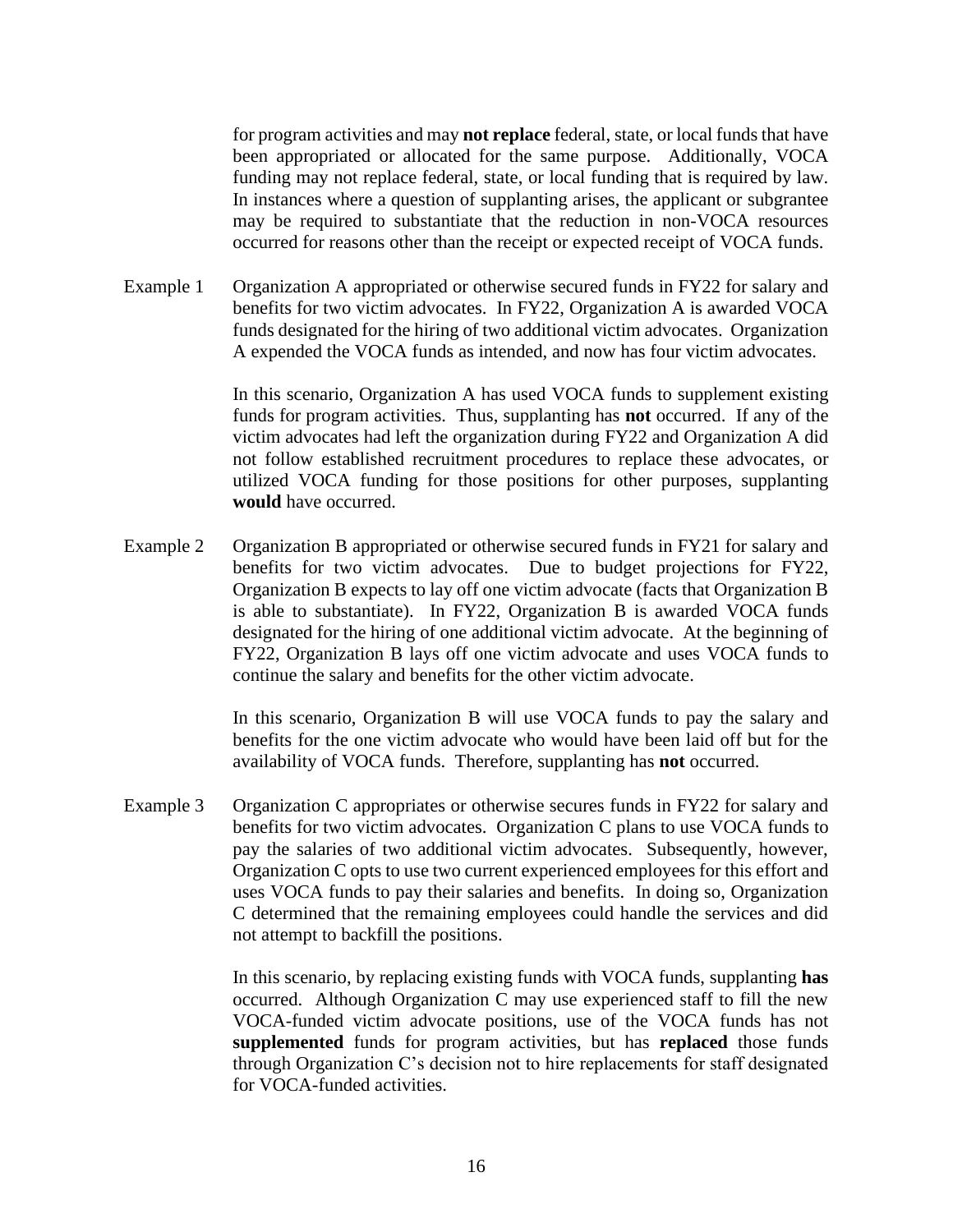for program activities and may **not replace** federal, state, or local funds that have been appropriated or allocated for the same purpose. Additionally, VOCA funding may not replace federal, state, or local funding that is required by law. In instances where a question of supplanting arises, the applicant or subgrantee may be required to substantiate that the reduction in non-VOCA resources occurred for reasons other than the receipt or expected receipt of VOCA funds.

Example 1 Organization A appropriated or otherwise secured funds in FY22 for salary and benefits for two victim advocates. In FY22, Organization A is awarded VOCA funds designated for the hiring of two additional victim advocates. Organization A expended the VOCA funds as intended, and now has four victim advocates.

In this scenario, Organization A has used VOCA funds to supplement existing funds for program activities. Thus, supplanting has **not** occurred. If any of the victim advocates had left the organization during FY22 and Organization A did not follow established recruitment procedures to replace these advocates, or utilized VOCA funding for those positions for other purposes, supplanting **would** have occurred.

Example 2 Organization B appropriated or otherwise secured funds in FY21 for salary and benefits for two victim advocates. Due to budget projections for FY22, Organization B expects to lay off one victim advocate (facts that Organization B is able to substantiate). In FY22, Organization B is awarded VOCA funds designated for the hiring of one additional victim advocate. At the beginning of FY22, Organization B lays off one victim advocate and uses VOCA funds to continue the salary and benefits for the other victim advocate.

In this scenario, Organization B will use VOCA funds to pay the salary and benefits for the one victim advocate who would have been laid off but for the availability of VOCA funds. Therefore, supplanting has **not** occurred.

Example 3 Organization C appropriates or otherwise secures funds in FY22 for salary and benefits for two victim advocates. Organization C plans to use VOCA funds to pay the salaries of two additional victim advocates. Subsequently, however, Organization C opts to use two current experienced employees for this effort and uses VOCA funds to pay their salaries and benefits. In doing so, Organization C determined that the remaining employees could handle the services and did not attempt to backfill the positions.

In this scenario, by replacing existing funds with VOCA funds, supplanting **has** occurred. Although Organization C may use experienced staff to fill the new VOCA-funded victim advocate positions, use of the VOCA funds has not **supplemented** funds for program activities, but has **replaced** those funds through Organization C's decision not to hire replacements for staff designated for VOCA-funded activities.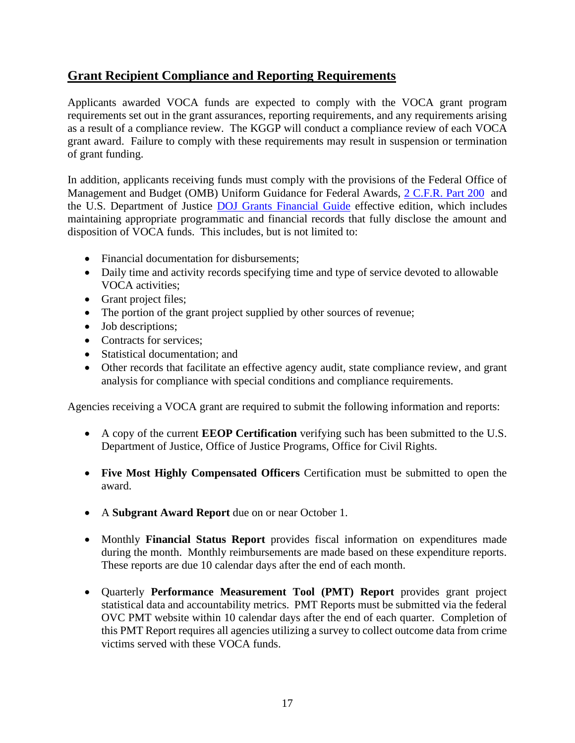## Grant Recipient Compliance and Reporting Requirements

Applicants awarded VOCA funds are expected to comply with the VOCA grant program requirements set out in the grant assurances, reporting requirements, and any requirements arising as a result of a compliance review. The KGGP will conduct a compliance review of each VOCA grant award. Failure to comply with these requirements may result in suspension or termination of grant funding.

In addition, applicants receiving funds must comply with the provisions of the Federal Office of Management and Budget (OMB) Uniform Guidance for Federal Awards, 2 C.F.R. Part 200 and the U.S. Department of Justice DOJ Grants Financial Guide effective edition, which includes maintaining appropriate programmatic and financial records that fully disclose the amount and disposition of VOCA funds. This includes, but is not limited to:

- Financial documentation for disbursements;
- Daily time and activity records specifying time and type of service devoted to allowable VOCA activities;
- Grant project files;
- The portion of the grant project supplied by other sources of revenue;
- Job descriptions;
- Contracts for services;
- Statistical documentation; and
- Other records that facilitate an effective agency audit, state compliance review, and grant analysis for compliance with special conditions and compliance requirements.

Agencies receiving a VOCA grant are required to submit the following information and reports:

- A copy of the current **EEOP Certification** verifying such has been submitted to the U.S. Department of Justice, Office of Justice Programs, Office for Civil Rights.

- **Five Most Highly Compensated Officers** Certification must be submitted to open the award.

- A **Subgrant Award Report** due on or near October 1.

- Monthly **Financial Status Report** provides fiscal information on expenditures made during the month. Monthly reimbursements are made based on these expenditure reports. These reports are due 10 calendar days after the end of each month.

- Quarterly **Performance Measurement Tool (PMT) Report** provides grant project statistical data and accountability metrics. PMT Reports must be submitted via the federal OVC PMT website within 10 calendar days after the end of each quarter. Completion of this PMT Report requires all agencies utilizing a survey to collect outcome data from crime victims served with these VOCA funds.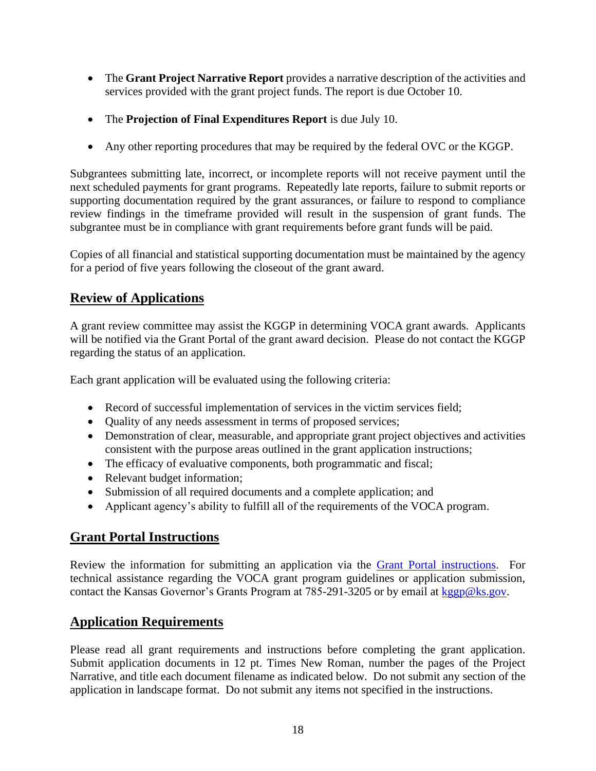- The **Grant Project Narrative Report** provides a narrative description of the activities and services provided with the grant project funds. The report is due October 10.

- The **Projection of Final Expenditures Report** is due July 10.

- Any other reporting procedures that may be required by the federal OVC or the KGGP.

Subgrantees submitting late, incorrect, or incomplete reports will not receive payment until the next scheduled payments for grant programs. Repeatedly late reports, failure to submit reports or supporting documentation required by the grant assurances, or failure to respond to compliance review findings in the timeframe provided will result in the suspension of grant funds. The subgrantee must be in compliance with grant requirements before grant funds will be paid.

Copies of all financial and statistical supporting documentation must be maintained by the agency for a period of five years following the closeout of the grant award.

## Review of Applications

A grant review committee may assist the KGGP in determining VOCA grant awards. Applicants will be notified via the Grant Portal of the grant award decision. Please do not contact the KGGP regarding the status of an application.

Each grant application will be evaluated using the following criteria:

- Record of successful implementation of services in the victim services field;
- Quality of any needs assessment in terms of proposed services;
- Demonstration of clear, measurable, and appropriate grant project objectives and activities consistent with the purpose areas outlined in the grant application instructions;
- The efficacy of evaluative components, both programmatic and fiscal;
- Relevant budget information;
- Submission of all required documents and a complete application; and
- Applicant agency's ability to fulfill all of the requirements of the VOCA program.

## Grant Portal Instructions

Review the information for submitting an application via the Grant Portal instructions. For technical assistance regarding the VOCA grant program guidelines or application submission, contact the Kansas Governor's Grants Program at 785-291-3205 or by email at kggp@ks.gov.

## Application Requirements

Please read all grant requirements and instructions before completing the grant application. Submit application documents in 12 pt. Times New Roman, number the pages of the Project Narrative, and title each document filename as indicated below. Do not submit any section of the application in landscape format. Do not submit any items not specified in the instructions.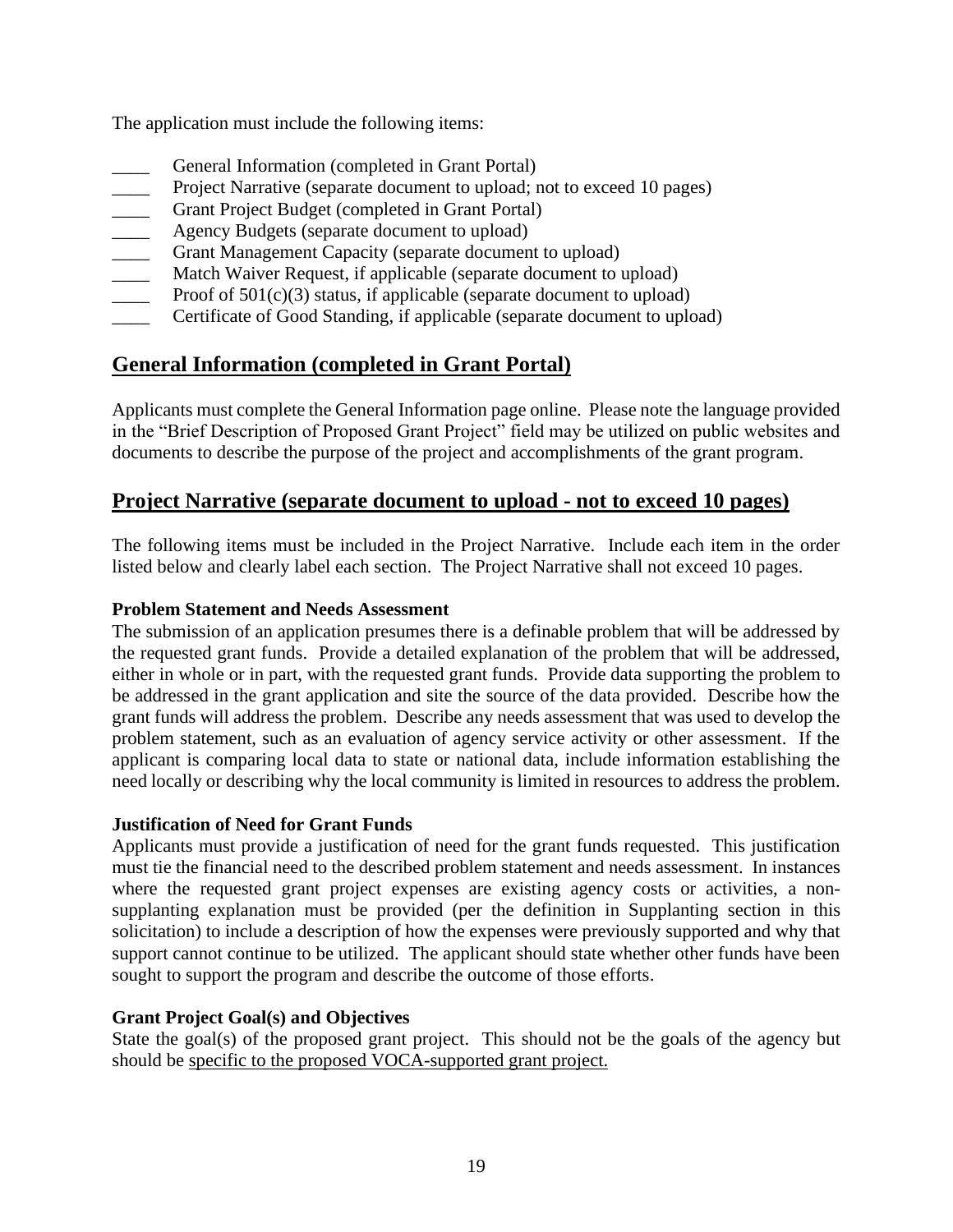The application must include the following items:

- ____ General Information (completed in Grant Portal)
- ____ Project Narrative (separate document to upload; not to exceed 10 pages)
- ____ Grant Project Budget (completed in Grant Portal)
- ____ Agency Budgets (separate document to upload)
- ____ Grant Management Capacity (separate document to upload)
- ____ Match Waiver Request, if applicable (separate document to upload)
- ____ Proof of 501(c)(3) status, if applicable (separate document to upload)
- ____ Certificate of Good Standing, if applicable (separate document to upload)

## General Information (completed in Grant Portal)

Applicants must complete the General Information page online. Please note the language provided in the "Brief Description of Proposed Grant Project" field may be utilized on public websites and documents to describe the purpose of the project and accomplishments of the grant program.

## Project Narrative (separate document to upload - not to exceed 10 pages)

The following items must be included in the Project Narrative. Include each item in the order listed below and clearly label each section. The Project Narrative shall not exceed 10 pages.

**Problem Statement and Needs Assessment**

The submission of an application presumes there is a definable problem that will be addressed by the requested grant funds. Provide a detailed explanation of the problem that will be addressed, either in whole or in part, with the requested grant funds. Provide data supporting the problem to be addressed in the grant application and site the source of the data provided. Describe how the grant funds will address the problem. Describe any needs assessment that was used to develop the problem statement, such as an evaluation of agency service activity or other assessment. If the applicant is comparing local data to state or national data, include information establishing the need locally or describing why the local community is limited in resources to address the problem.

**Justification of Need for Grant Funds**

Applicants must provide a justification of need for the grant funds requested. This justification must tie the financial need to the described problem statement and needs assessment. In instances where the requested grant project expenses are existing agency costs or activities, a non-supplanting explanation must be provided (per the definition in Supplanting section in this solicitation) to include a description of how the expenses were previously supported and why that support cannot continue to be utilized. The applicant should state whether other funds have been sought to support the program and describe the outcome of those efforts.

**Grant Project Goal(s) and Objectives**

State the goal(s) of the proposed grant project. This should not be the goals of the agency but should be specific to the proposed VOCA-supported grant project.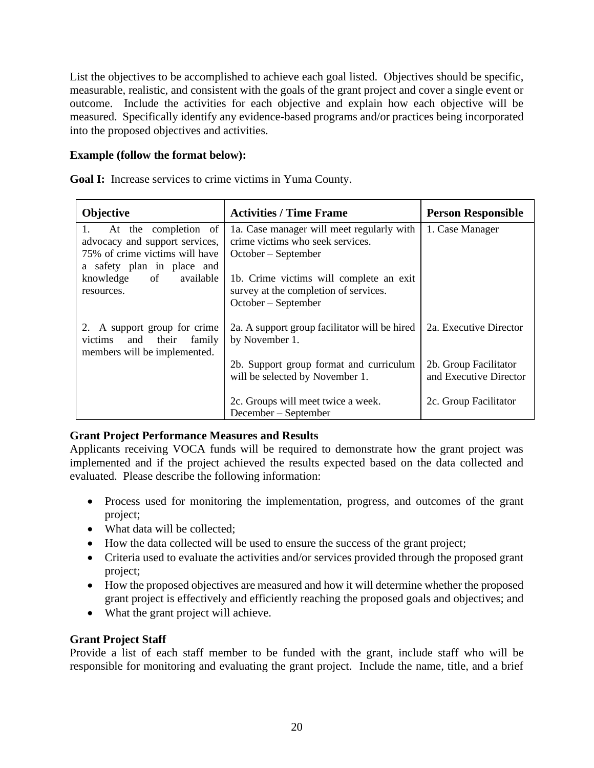List the objectives to be accomplished to achieve each goal listed. Objectives should be specific, measurable, realistic, and consistent with the goals of the grant project and cover a single event or outcome. Include the activities for each objective and explain how each objective will be measured. Specifically identify any evidence-based programs and/or practices being incorporated into the proposed objectives and activities.

**Example (follow the format below):**

**Goal I:** Increase services to crime victims in Yuma County.

| Objective | Activities / Time Frame | Person Responsible |
|---|---|---|
| 1. At the completion of advocacy and support services, 75% of crime victims will have a safety plan in place and knowledge of available resources. | 1a. Case manager will meet regularly with crime victims who seek services. October – September<br><br>1b. Crime victims will complete an exit survey at the completion of services. October – September | 1. Case Manager |
| 2. A support group for crime victims and their family members will be implemented. | 2a. A support group facilitator will be hired by November 1.<br><br>2b. Support group format and curriculum will be selected by November 1.<br><br>2c. Groups will meet twice a week. December – September | 2a. Executive Director<br><br>2b. Group Facilitator and Executive Director<br><br>2c. Group Facilitator |

**Grant Project Performance Measures and Results**

Applicants receiving VOCA funds will be required to demonstrate how the grant project was implemented and if the project achieved the results expected based on the data collected and evaluated. Please describe the following information:

- Process used for monitoring the implementation, progress, and outcomes of the grant project;
- What data will be collected;
- How the data collected will be used to ensure the success of the grant project;
- Criteria used to evaluate the activities and/or services provided through the proposed grant project;
- How the proposed objectives are measured and how it will determine whether the proposed grant project is effectively and efficiently reaching the proposed goals and objectives; and
- What the grant project will achieve.

**Grant Project Staff**

Provide a list of each staff member to be funded with the grant, include staff who will be responsible for monitoring and evaluating the grant project. Include the name, title, and a brief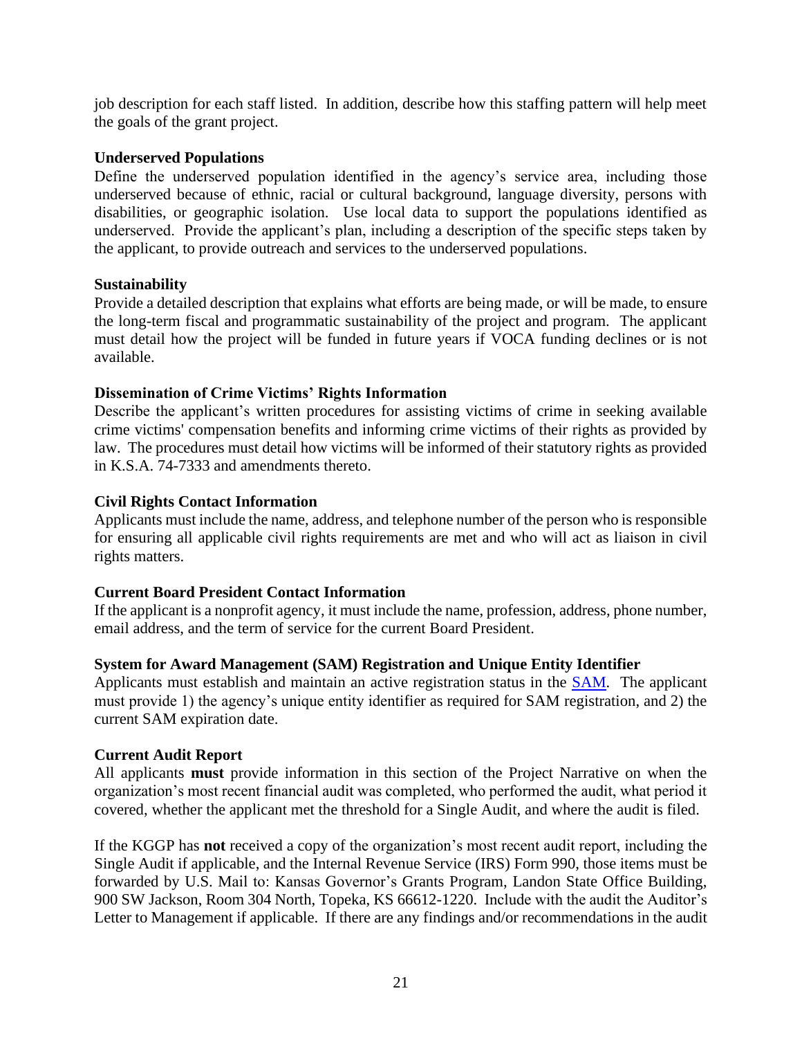job description for each staff listed. In addition, describe how this staffing pattern will help meet the goals of the grant project.

**Underserved Populations**

Define the underserved population identified in the agency's service area, including those underserved because of ethnic, racial or cultural background, language diversity, persons with disabilities, or geographic isolation. Use local data to support the populations identified as underserved. Provide the applicant's plan, including a description of the specific steps taken by the applicant, to provide outreach and services to the underserved populations.

**Sustainability**

Provide a detailed description that explains what efforts are being made, or will be made, to ensure the long-term fiscal and programmatic sustainability of the project and program. The applicant must detail how the project will be funded in future years if VOCA funding declines or is not available.

**Dissemination of Crime Victims' Rights Information**

Describe the applicant's written procedures for assisting victims of crime in seeking available crime victims' compensation benefits and informing crime victims of their rights as provided by law. The procedures must detail how victims will be informed of their statutory rights as provided in K.S.A. 74-7333 and amendments thereto.

**Civil Rights Contact Information**

Applicants must include the name, address, and telephone number of the person who is responsible for ensuring all applicable civil rights requirements are met and who will act as liaison in civil rights matters.

**Current Board President Contact Information**

If the applicant is a nonprofit agency, it must include the name, profession, address, phone number, email address, and the term of service for the current Board President.

**System for Award Management (SAM) Registration and Unique Entity Identifier**

Applicants must establish and maintain an active registration status in the SAM. The applicant must provide 1) the agency's unique entity identifier as required for SAM registration, and 2) the current SAM expiration date.

**Current Audit Report**

All applicants **must** provide information in this section of the Project Narrative on when the organization's most recent financial audit was completed, who performed the audit, what period it covered, whether the applicant met the threshold for a Single Audit, and where the audit is filed.

If the KGGP has **not** received a copy of the organization's most recent audit report, including the Single Audit if applicable, and the Internal Revenue Service (IRS) Form 990, those items must be forwarded by U.S. Mail to: Kansas Governor's Grants Program, Landon State Office Building, 900 SW Jackson, Room 304 North, Topeka, KS 66612-1220. Include with the audit the Auditor's Letter to Management if applicable. If there are any findings and/or recommendations in the audit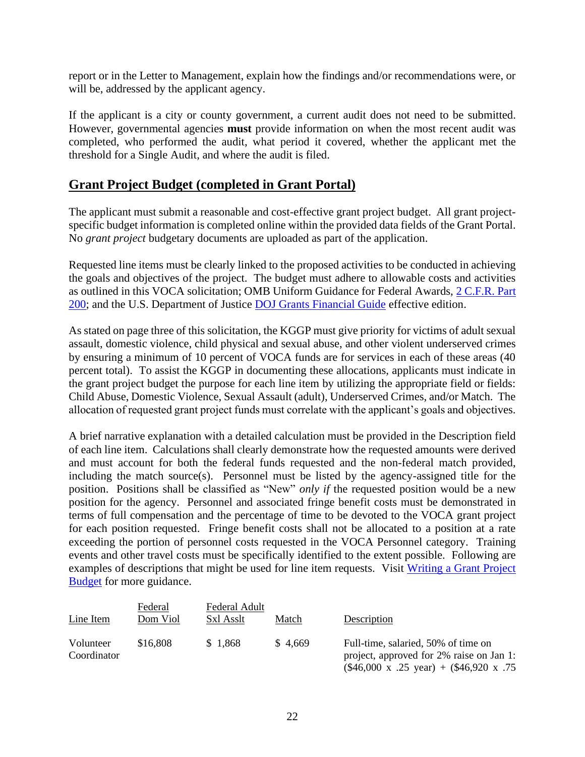report or in the Letter to Management, explain how the findings and/or recommendations were, or will be, addressed by the applicant agency.

If the applicant is a city or county government, a current audit does not need to be submitted. However, governmental agencies **must** provide information on when the most recent audit was completed, who performed the audit, what period it covered, whether the applicant met the threshold for a Single Audit, and where the audit is filed.

## Grant Project Budget (completed in Grant Portal)

The applicant must submit a reasonable and cost-effective grant project budget. All grant project-specific budget information is completed online within the provided data fields of the Grant Portal. No *grant project* budgetary documents are uploaded as part of the application.

Requested line items must be clearly linked to the proposed activities to be conducted in achieving the goals and objectives of the project. The budget must adhere to allowable costs and activities as outlined in this VOCA solicitation; OMB Uniform Guidance for Federal Awards, [2 C.F.R. Part 200](); and the U.S. Department of Justice [DOJ Grants Financial Guide]() effective edition.

As stated on page three of this solicitation, the KGGP must give priority for victims of adult sexual assault, domestic violence, child physical and sexual abuse, and other violent underserved crimes by ensuring a minimum of 10 percent of VOCA funds are for services in each of these areas (40 percent total). To assist the KGGP in documenting these allocations, applicants must indicate in the grant project budget the purpose for each line item by utilizing the appropriate field or fields: Child Abuse, Domestic Violence, Sexual Assault (adult), Underserved Crimes, and/or Match. The allocation of requested grant project funds must correlate with the applicant's goals and objectives.

A brief narrative explanation with a detailed calculation must be provided in the Description field of each line item. Calculations shall clearly demonstrate how the requested amounts were derived and must account for both the federal funds requested and the non-federal match provided, including the match source(s). Personnel must be listed by the agency-assigned title for the position. Positions shall be classified as "New" *only if* the requested position would be a new position for the agency. Personnel and associated fringe benefit costs must be demonstrated in terms of full compensation and the percentage of time to be devoted to the VOCA grant project for each position requested. Fringe benefit costs shall not be allocated to a position at a rate exceeding the portion of personnel costs requested in the VOCA Personnel category. Training events and other travel costs must be specifically identified to the extent possible. Following are examples of descriptions that might be used for line item requests. Visit [Writing a Grant Project Budget]() for more guidance.

| Line Item | Federal Dom Viol | Federal Adult Sxl Asslt | Match | Description |
|---|---|---|---|---|
| Volunteer Coordinator | $16,808 | $ 1,868 | $ 4,669 | Full-time, salaried, 50% of time on project, approved for 2% raise on Jan 1: ($46,000 x .25 year) + ($46,920 x .75 |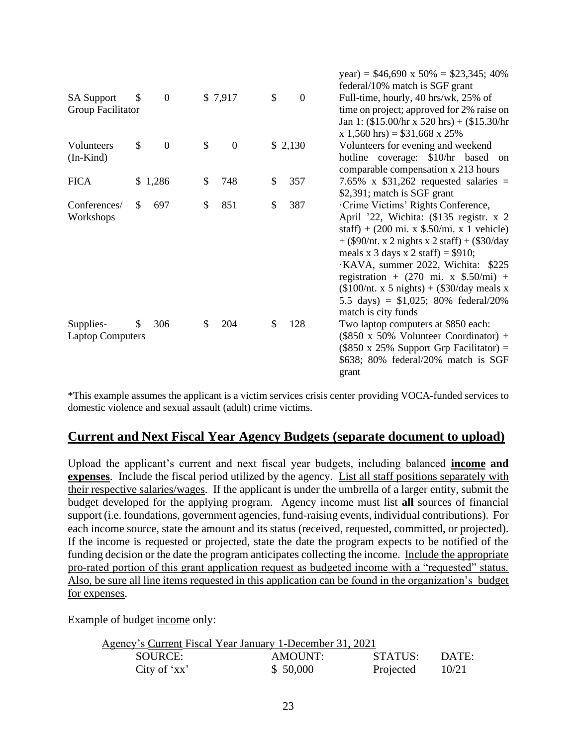| | | | | |
|---|---|---|---|---|
| | | | | year) = \$46,690 x 50% = \$23,345; 40% federal/10% match is SGF grant |
| SA Support Group Facilitator | \$ 0 | \$ 7,917 | \$ 0 | Full-time, hourly, 40 hrs/wk, 25% of time on project; approved for 2% raise on Jan 1: (\$15.00/hr x 520 hrs) + (\$15.30/hr x 1,560 hrs) = \$31,668 x 25% |
| Volunteers (In-Kind) | \$ 0 | \$ 0 | \$ 2,130 | Volunteers for evening and weekend hotline coverage: \$10/hr based on comparable compensation x 213 hours |
| FICA | \$ 1,286 | \$ 748 | \$ 357 | 7.65% x \$31,262 requested salaries = \$2,391; match is SGF grant |
| Conferences/ Workshops | \$ 697 | \$ 851 | \$ 387 | ·Crime Victims' Rights Conference, April '22, Wichita: (\$135 registr. x 2 staff) + (200 mi. x \$.50/mi. x 1 vehicle) + (\$90/nt. x 2 nights x 2 staff) + (\$30/day meals x 3 days x 2 staff) = \$910; ·KAVA, summer 2022, Wichita: \$225 registration + (270 mi. x \$.50/mi) + (\$100/nt. x 5 nights) + (\$30/day meals x 5.5 days) = \$1,025; 80% federal/20% match is city funds |
| Supplies- Laptop Computers | \$ 306 | \$ 204 | \$ 128 | Two laptop computers at \$850 each: (\$850 x 50% Volunteer Coordinator) + (\$850 x 25% Support Grp Facilitator) = \$638; 80% federal/20% match is SGF grant |

*This example assumes the applicant is a victim services crisis center providing VOCA-funded services to domestic violence and sexual assault (adult) crime victims.

## Current and Next Fiscal Year Agency Budgets (separate document to upload)

Upload the applicant's current and next fiscal year budgets, including balanced **income and expenses**. Include the fiscal period utilized by the agency. List all staff positions separately with their respective salaries/wages. If the applicant is under the umbrella of a larger entity, submit the budget developed for the applying program. Agency income must list **all** sources of financial support (i.e. foundations, government agencies, fund-raising events, individual contributions). For each income source, state the amount and its status (received, requested, committed, or projected). If the income is requested or projected, state the date the program expects to be notified of the funding decision or the date the program anticipates collecting the income. Include the appropriate pro-rated portion of this grant application request as budgeted income with a "requested" status. Also, be sure all line items requested in this application can be found in the organization's budget for expenses.

Example of budget income only:

Agency's Current Fiscal Year January 1-December 31, 2021

| SOURCE: | AMOUNT: | STATUS: | DATE: |
|---|---|---|---|
| City of 'xx' | \$ 50,000 | Projected | 10/21 |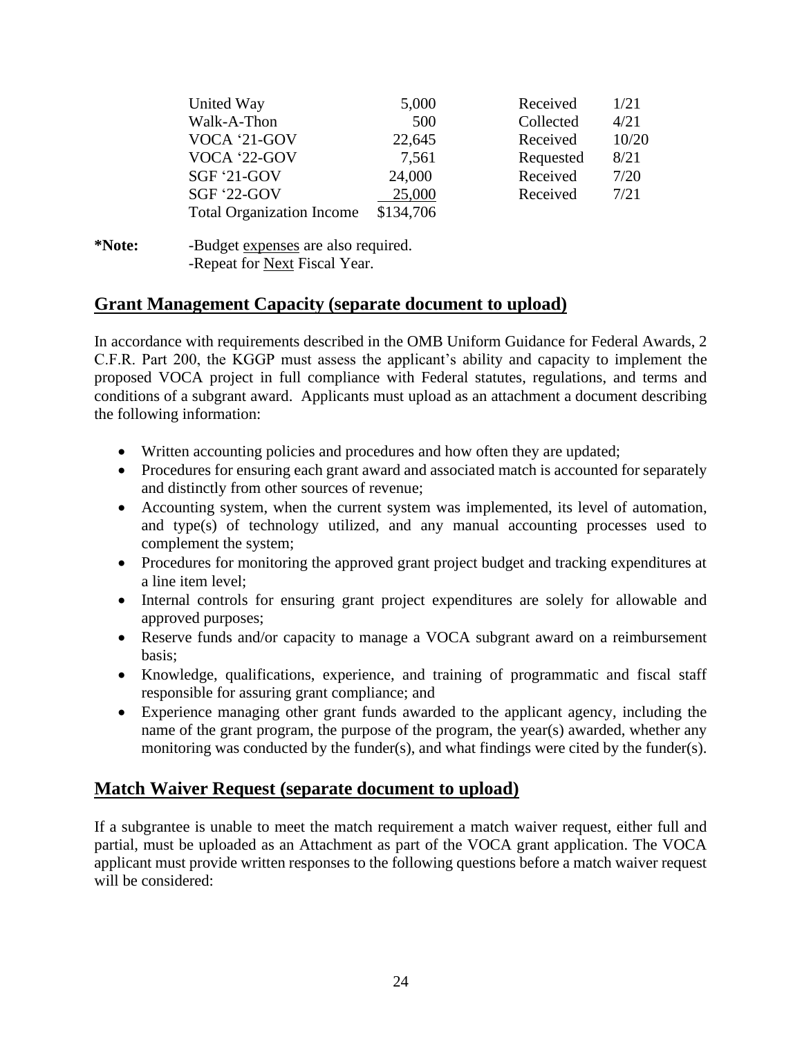| | | | |
|---|---|---|---|
| United Way | 5,000 | Received | 1/21 |
| Walk-A-Thon | 500 | Collected | 4/21 |
| VOCA '21-GOV | 22,645 | Received | 10/20 |
| VOCA '22-GOV | 7,561 | Requested | 8/21 |
| SGF '21-GOV | 24,000 | Received | 7/20 |
| SGF '22-GOV | 25,000 | Received | 7/21 |
| Total Organization Income | $134,706 | | |

**\*Note:** -Budget expenses are also required.
-Repeat for Next Fiscal Year.

## Grant Management Capacity (separate document to upload)

In accordance with requirements described in the OMB Uniform Guidance for Federal Awards, 2 C.F.R. Part 200, the KGGP must assess the applicant's ability and capacity to implement the proposed VOCA project in full compliance with Federal statutes, regulations, and terms and conditions of a subgrant award. Applicants must upload as an attachment a document describing the following information:

- Written accounting policies and procedures and how often they are updated;
- Procedures for ensuring each grant award and associated match is accounted for separately and distinctly from other sources of revenue;
- Accounting system, when the current system was implemented, its level of automation, and type(s) of technology utilized, and any manual accounting processes used to complement the system;
- Procedures for monitoring the approved grant project budget and tracking expenditures at a line item level;
- Internal controls for ensuring grant project expenditures are solely for allowable and approved purposes;
- Reserve funds and/or capacity to manage a VOCA subgrant award on a reimbursement basis;
- Knowledge, qualifications, experience, and training of programmatic and fiscal staff responsible for assuring grant compliance; and
- Experience managing other grant funds awarded to the applicant agency, including the name of the grant program, the purpose of the program, the year(s) awarded, whether any monitoring was conducted by the funder(s), and what findings were cited by the funder(s).

## Match Waiver Request (separate document to upload)

If a subgrantee is unable to meet the match requirement a match waiver request, either full and partial, must be uploaded as an Attachment as part of the VOCA grant application. The VOCA applicant must provide written responses to the following questions before a match waiver request will be considered: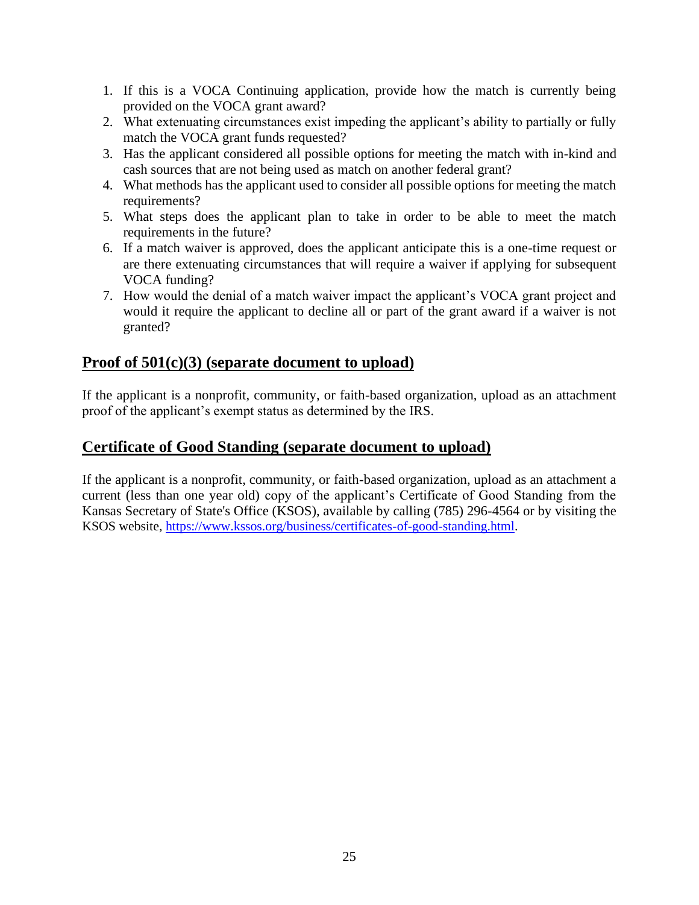1. If this is a VOCA Continuing application, provide how the match is currently being provided on the VOCA grant award?
2. What extenuating circumstances exist impeding the applicant's ability to partially or fully match the VOCA grant funds requested?
3. Has the applicant considered all possible options for meeting the match with in-kind and cash sources that are not being used as match on another federal grant?
4. What methods has the applicant used to consider all possible options for meeting the match requirements?
5. What steps does the applicant plan to take in order to be able to meet the match requirements in the future?
6. If a match waiver is approved, does the applicant anticipate this is a one-time request or are there extenuating circumstances that will require a waiver if applying for subsequent VOCA funding?
7. How would the denial of a match waiver impact the applicant's VOCA grant project and would it require the applicant to decline all or part of the grant award if a waiver is not granted?

## Proof of 501(c)(3) (separate document to upload)

If the applicant is a nonprofit, community, or faith-based organization, upload as an attachment proof of the applicant's exempt status as determined by the IRS.

## Certificate of Good Standing (separate document to upload)

If the applicant is a nonprofit, community, or faith-based organization, upload as an attachment a current (less than one year old) copy of the applicant's Certificate of Good Standing from the Kansas Secretary of State's Office (KSOS), available by calling (785) 296-4564 or by visiting the KSOS website, https://www.kssos.org/business/certificates-of-good-standing.html.